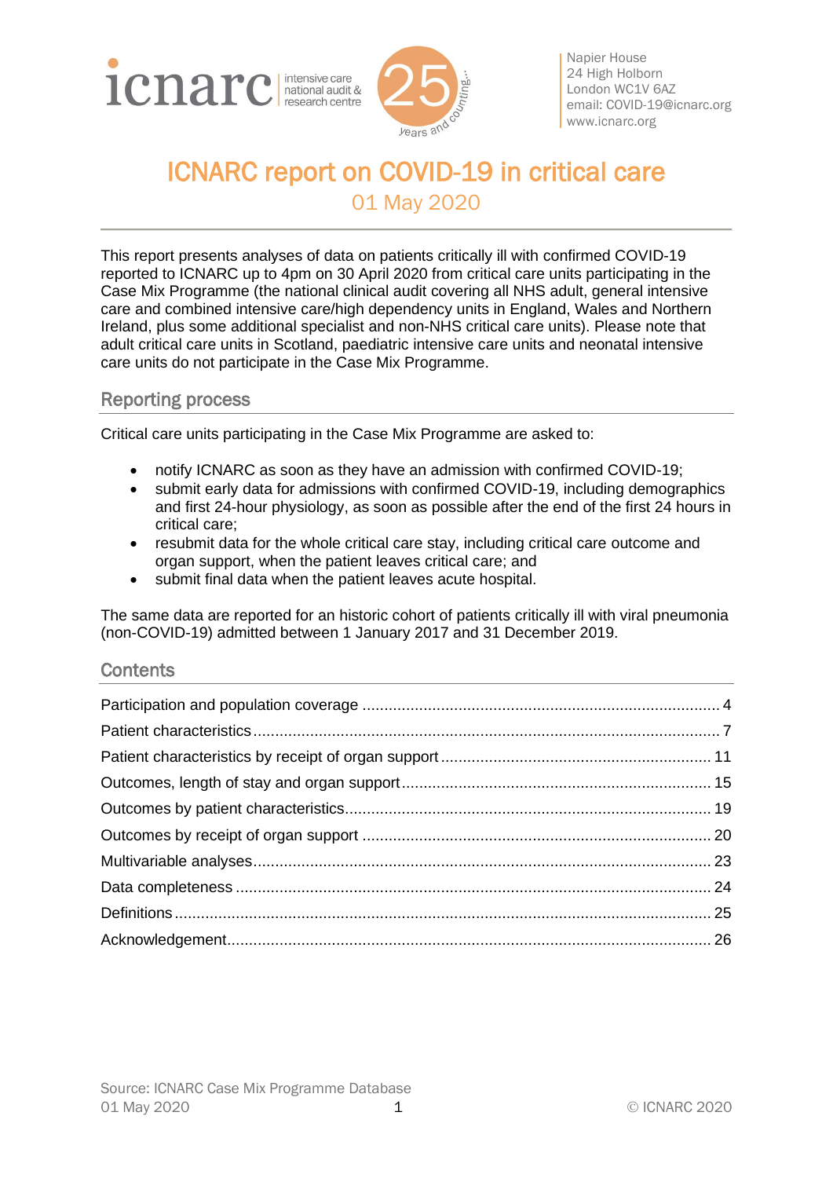Napier House
24 High Holborn
London WC1V 6AZ
email: COVID-19@icnarc.org
www.icnarc.org

# ICNARC report on COVID-19 in critical care

01 May 2020

This report presents analyses of data on patients critically ill with confirmed COVID-19 reported to ICNARC up to 4pm on 30 April 2020 from critical care units participating in the Case Mix Programme (the national clinical audit covering all NHS adult, general intensive care and combined intensive care/high dependency units in England, Wales and Northern Ireland, plus some additional specialist and non-NHS critical care units). Please note that adult critical care units in Scotland, paediatric intensive care units and neonatal intensive care units do not participate in the Case Mix Programme.

## Reporting process

Critical care units participating in the Case Mix Programme are asked to:

- notify ICNARC as soon as they have an admission with confirmed COVID-19;
- submit early data for admissions with confirmed COVID-19, including demographics and first 24-hour physiology, as soon as possible after the end of the first 24 hours in critical care;
- resubmit data for the whole critical care stay, including critical care outcome and organ support, when the patient leaves critical care; and
- submit final data when the patient leaves acute hospital.

The same data are reported for an historic cohort of patients critically ill with viral pneumonia (non-COVID-19) admitted between 1 January 2017 and 31 December 2019.

## Contents

| | |
|---|---|
| Participation and population coverage | 4 |
| Patient characteristics | 7 |
| Patient characteristics by receipt of organ support | 11 |
| Outcomes, length of stay and organ support | 15 |
| Outcomes by patient characteristics | 19 |
| Outcomes by receipt of organ support | 20 |
| Multivariable analyses | 23 |
| Data completeness | 24 |
| Definitions | 25 |
| Acknowledgement | 26 |

Source: ICNARC Case Mix Programme Database
01 May 2020

© ICNARC 2020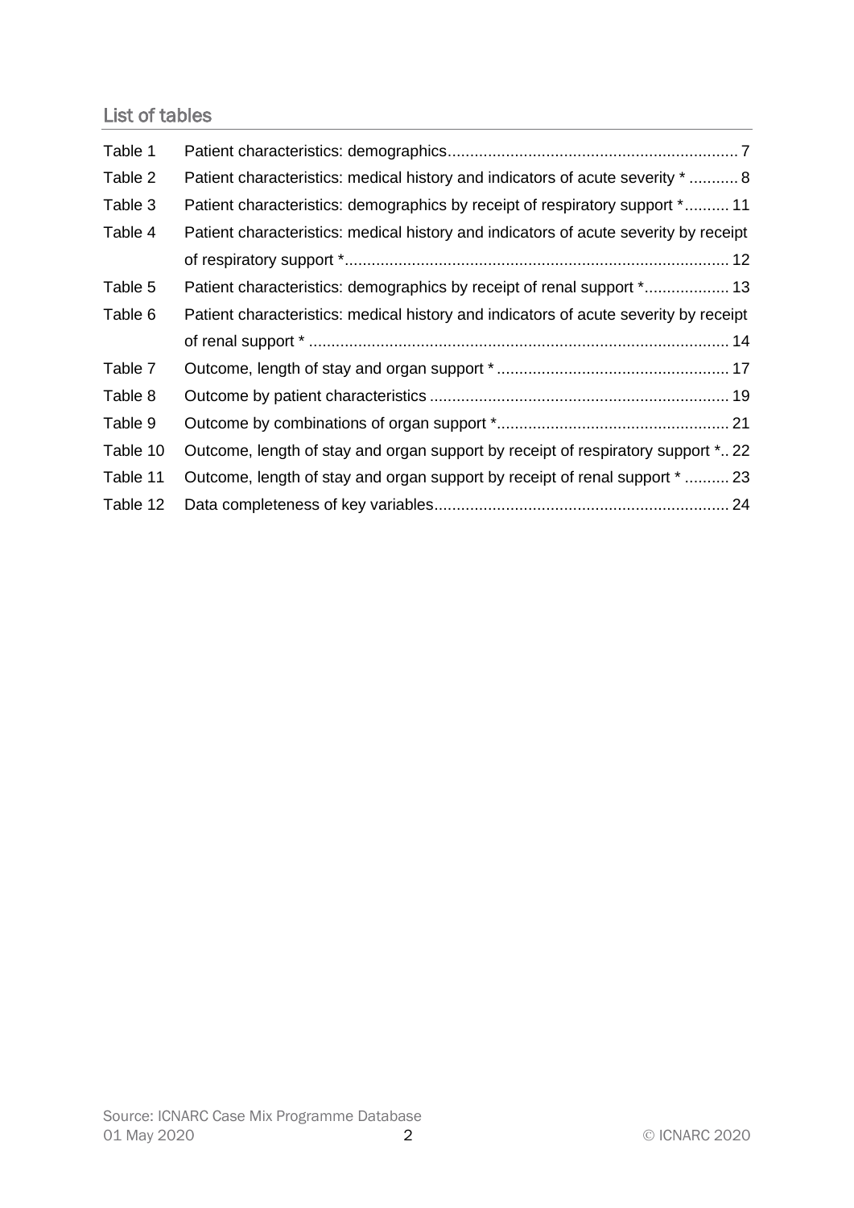## List of tables

| | | |
|---|---|---|
| Table 1 | Patient characteristics: demographics | 7 |
| Table 2 | Patient characteristics: medical history and indicators of acute severity * | 8 |
| Table 3 | Patient characteristics: demographics by receipt of respiratory support * | 11 |
| Table 4 | Patient characteristics: medical history and indicators of acute severity by receipt of respiratory support * | 12 |
| Table 5 | Patient characteristics: demographics by receipt of renal support * | 13 |
| Table 6 | Patient characteristics: medical history and indicators of acute severity by receipt of renal support * | 14 |
| Table 7 | Outcome, length of stay and organ support * | 17 |
| Table 8 | Outcome by patient characteristics | 19 |
| Table 9 | Outcome by combinations of organ support * | 21 |
| Table 10 | Outcome, length of stay and organ support by receipt of respiratory support * | 22 |
| Table 11 | Outcome, length of stay and organ support by receipt of renal support * | 23 |
| Table 12 | Data completeness of key variables | 24 |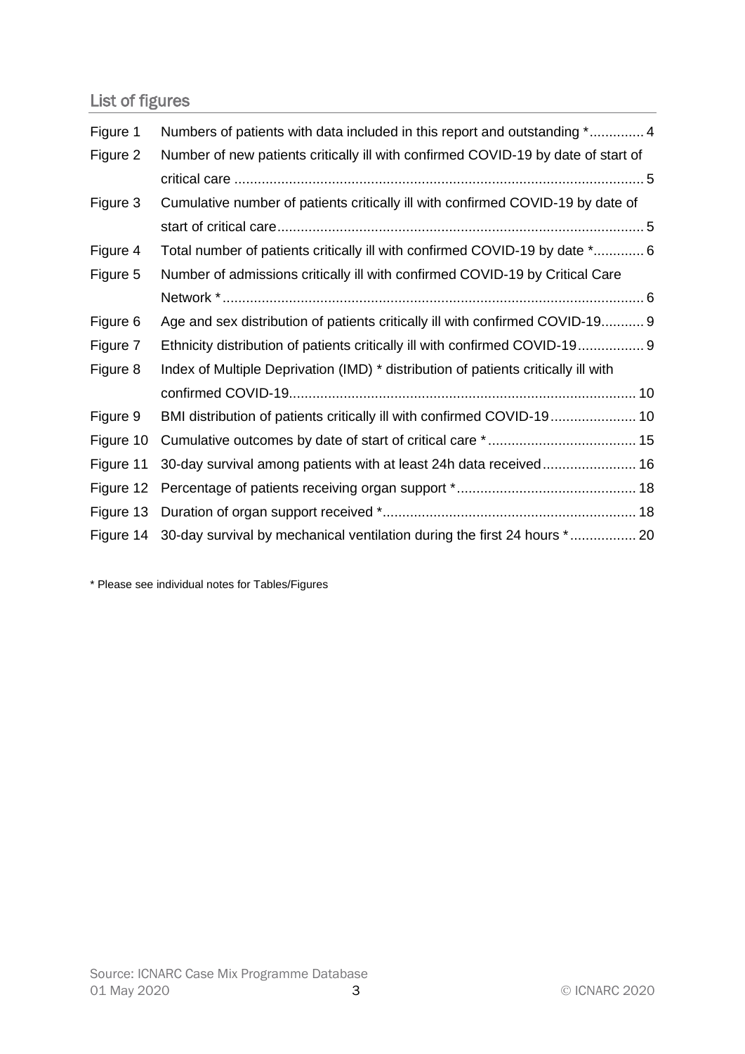## List of figures

| | | |
|---|---|---|
| Figure 1 | Numbers of patients with data included in this report and outstanding * | 4 |
| Figure 2 | Number of new patients critically ill with confirmed COVID-19 by date of start of critical care | 5 |
| Figure 3 | Cumulative number of patients critically ill with confirmed COVID-19 by date of start of critical care | 5 |
| Figure 4 | Total number of patients critically ill with confirmed COVID-19 by date * | 6 |
| Figure 5 | Number of admissions critically ill with confirmed COVID-19 by Critical Care Network * | 6 |
| Figure 6 | Age and sex distribution of patients critically ill with confirmed COVID-19 | 9 |
| Figure 7 | Ethnicity distribution of patients critically ill with confirmed COVID-19 | 9 |
| Figure 8 | Index of Multiple Deprivation (IMD) * distribution of patients critically ill with confirmed COVID-19 | 10 |
| Figure 9 | BMI distribution of patients critically ill with confirmed COVID-19 | 10 |
| Figure 10 | Cumulative outcomes by date of start of critical care * | 15 |
| Figure 11 | 30-day survival among patients with at least 24h data received | 16 |
| Figure 12 | Percentage of patients receiving organ support * | 18 |
| Figure 13 | Duration of organ support received * | 18 |
| Figure 14 | 30-day survival by mechanical ventilation during the first 24 hours * | 20 |

* Please see individual notes for Tables/Figures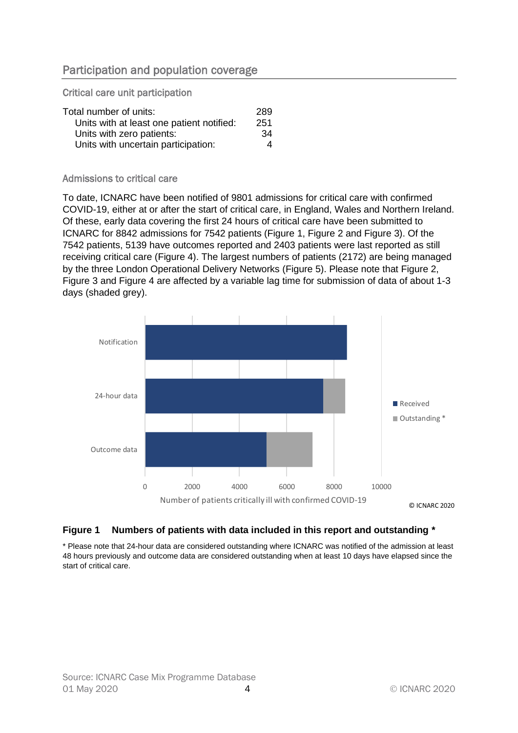## Participation and population coverage

### Critical care unit participation

| | |
|---|---|
| Total number of units: | 289 |
| Units with at least one patient notified: | 251 |
| Units with zero patients: | 34 |
| Units with uncertain participation: | 4 |

### Admissions to critical care

To date, ICNARC have been notified of 9801 admissions for critical care with confirmed COVID-19, either at or after the start of critical care, in England, Wales and Northern Ireland. Of these, early data covering the first 24 hours of critical care have been submitted to ICNARC for 8842 admissions for 7542 patients (Figure 1, Figure 2 and Figure 3). Of the 7542 patients, 5139 have outcomes reported and 2403 patients were last reported as still receiving critical care (Figure 4). The largest numbers of patients (2172) are being managed by the three London Operational Delivery Networks (Figure 5). Please note that Figure 2, Figure 3 and Figure 4 are affected by a variable lag time for submission of data of about 1-3 days (shaded grey).

**Figure 1 Numbers of patients with data included in this report and outstanding ***

* Please note that 24-hour data are considered outstanding where ICNARC was notified of the admission at least 48 hours previously and outcome data are considered outstanding when at least 10 days have elapsed since the start of critical care.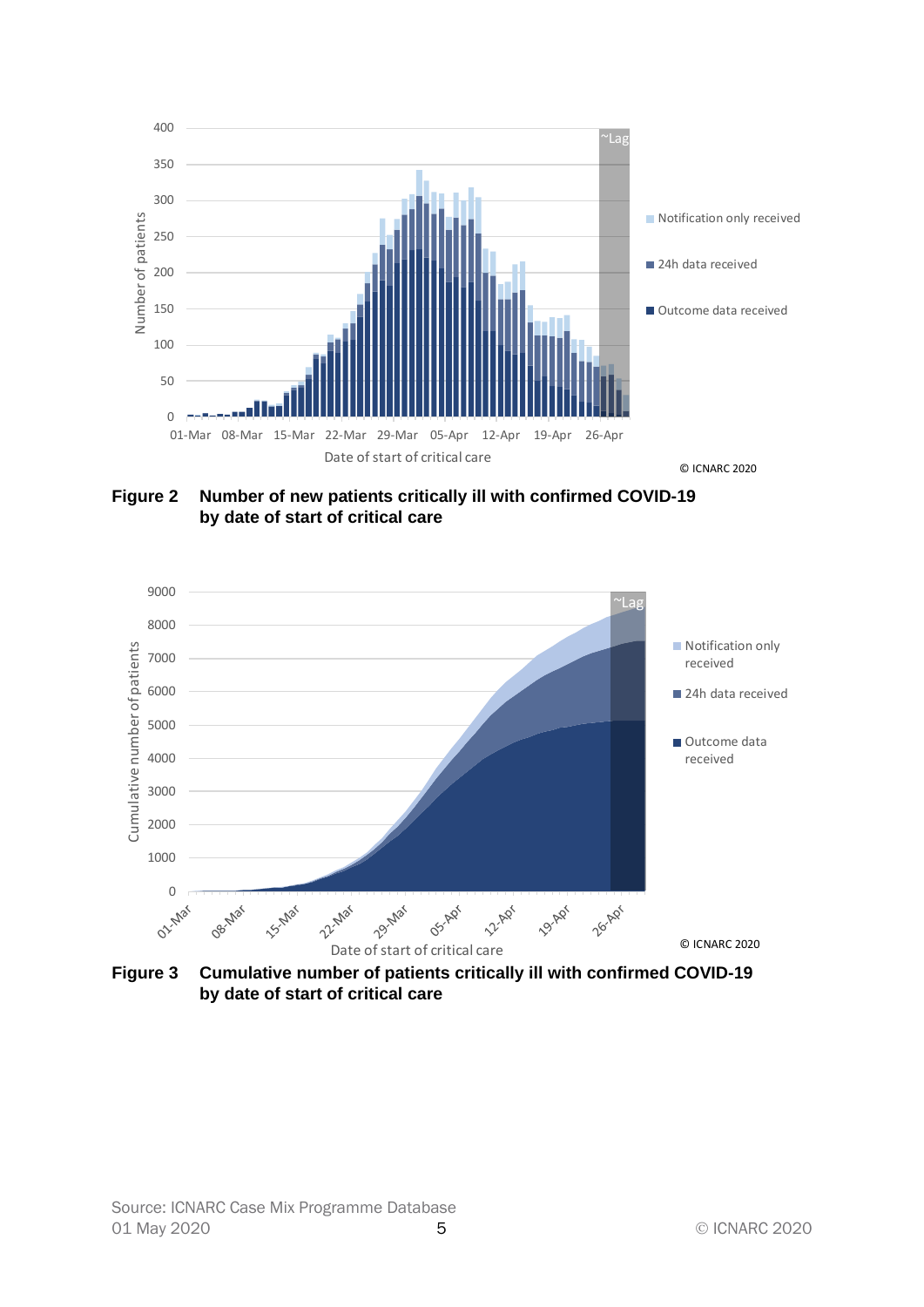**Figure 2** **Number of new patients critically ill with confirmed COVID-19 by date of start of critical care**

**Figure 3** **Cumulative number of patients critically ill with confirmed COVID-19 by date of start of critical care**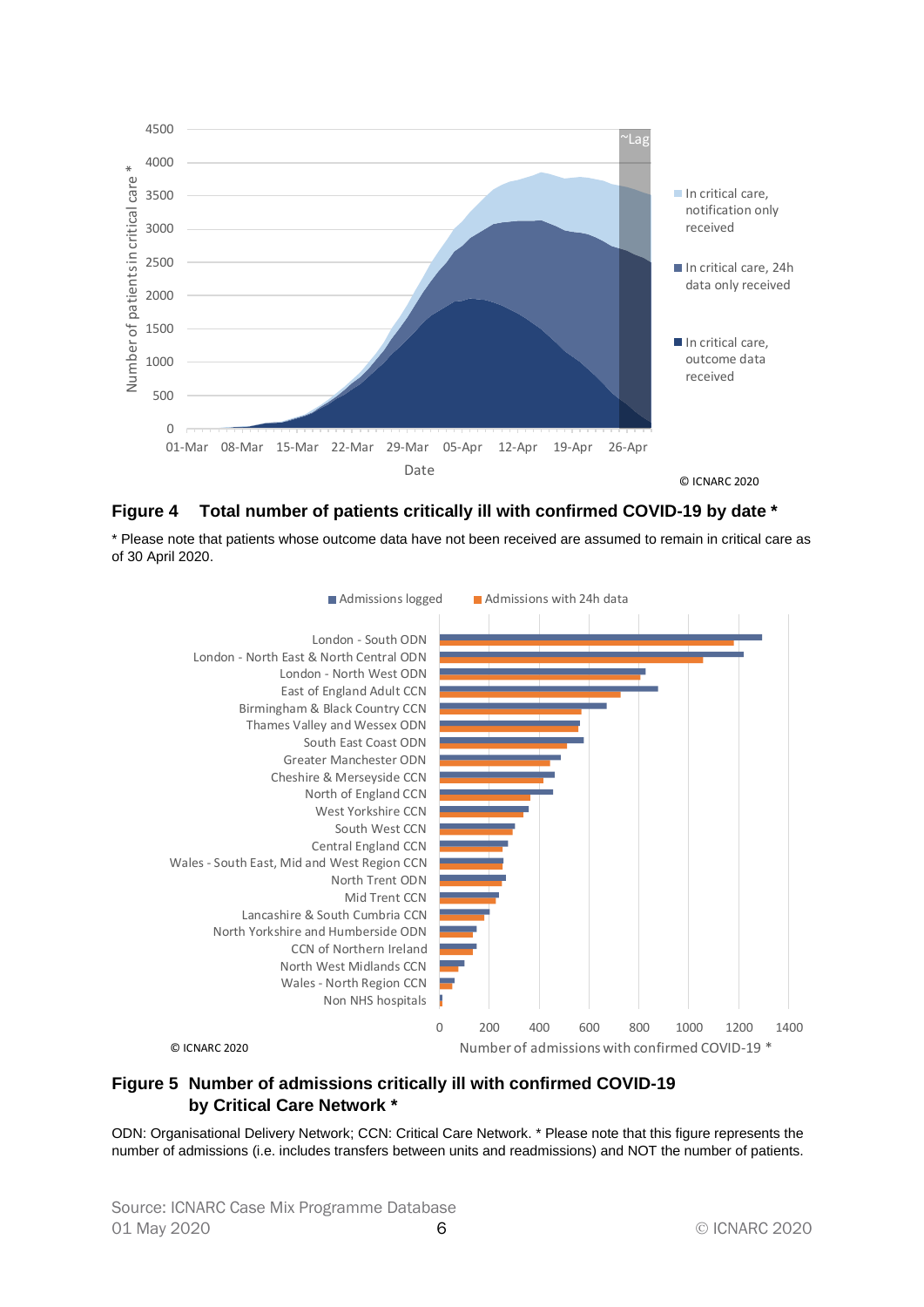**Figure 4 Total number of patients critically ill with confirmed COVID-19 by date ***

* Please note that patients whose outcome data have not been received are assumed to remain in critical care as of 30 April 2020.

**Figure 5 Number of admissions critically ill with confirmed COVID-19 by Critical Care Network ***

ODN: Organisational Delivery Network; CCN: Critical Care Network. * Please note that this figure represents the number of admissions (i.e. includes transfers between units and readmissions) and NOT the number of patients.

Source: ICNARC Case Mix Programme Database
01 May 2020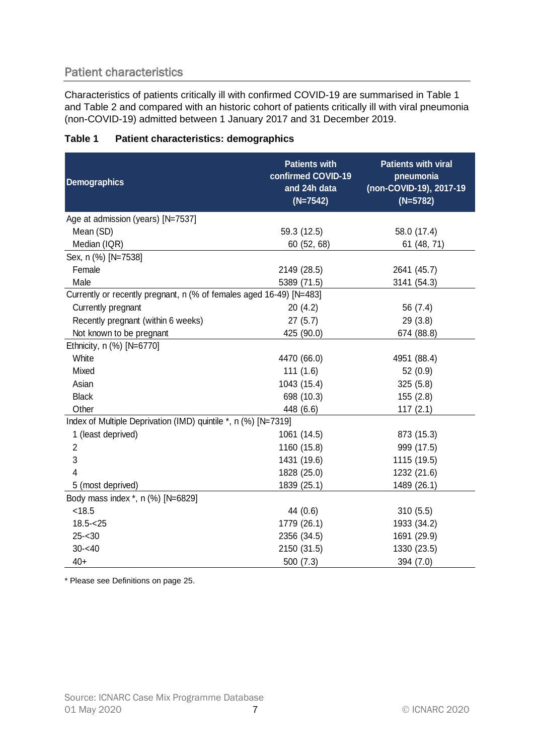## Patient characteristics

Characteristics of patients critically ill with confirmed COVID-19 are summarised in Table 1 and Table 2 and compared with an historic cohort of patients critically ill with viral pneumonia (non-COVID-19) admitted between 1 January 2017 and 31 December 2019.

**Table 1 Patient characteristics: demographics**

| Demographics | Patients with confirmed COVID-19 and 24h data (N=7542) | Patients with viral pneumonia (non-COVID-19), 2017-19 (N=5782) |
|---|---|---|
| Age at admission (years) [N=7537] | | |
| Mean (SD) | 59.3 (12.5) | 58.0 (17.4) |
| Median (IQR) | 60 (52, 68) | 61 (48, 71) |
| Sex, n (%) [N=7538] | | |
| Female | 2149 (28.5) | 2641 (45.7) |
| Male | 5389 (71.5) | 3141 (54.3) |
| Currently or recently pregnant, n (% of females aged 16-49) [N=483] | | |
| Currently pregnant | 20 (4.2) | 56 (7.4) |
| Recently pregnant (within 6 weeks) | 27 (5.7) | 29 (3.8) |
| Not known to be pregnant | 425 (90.0) | 674 (88.8) |
| Ethnicity, n (%) [N=6770] | | |
| White | 4470 (66.0) | 4951 (88.4) |
| Mixed | 111 (1.6) | 52 (0.9) |
| Asian | 1043 (15.4) | 325 (5.8) |
| Black | 698 (10.3) | 155 (2.8) |
| Other | 448 (6.6) | 117 (2.1) |
| Index of Multiple Deprivation (IMD) quintile *, n (%) [N=7319] | | |
| 1 (least deprived) | 1061 (14.5) | 873 (15.3) |
| 2 | 1160 (15.8) | 999 (17.5) |
| 3 | 1431 (19.6) | 1115 (19.5) |
| 4 | 1828 (25.0) | 1232 (21.6) |
| 5 (most deprived) | 1839 (25.1) | 1489 (26.1) |
| Body mass index *, n (%) [N=6829] | | |
| <18.5 | 44 (0.6) | 310 (5.5) |
| 18.5-<25 | 1779 (26.1) | 1933 (34.2) |
| 25-<30 | 2356 (34.5) | 1691 (29.9) |
| 30-<40 | 2150 (31.5) | 1330 (23.5) |
| 40+ | 500 (7.3) | 394 (7.0) |

* Please see Definitions on page 25.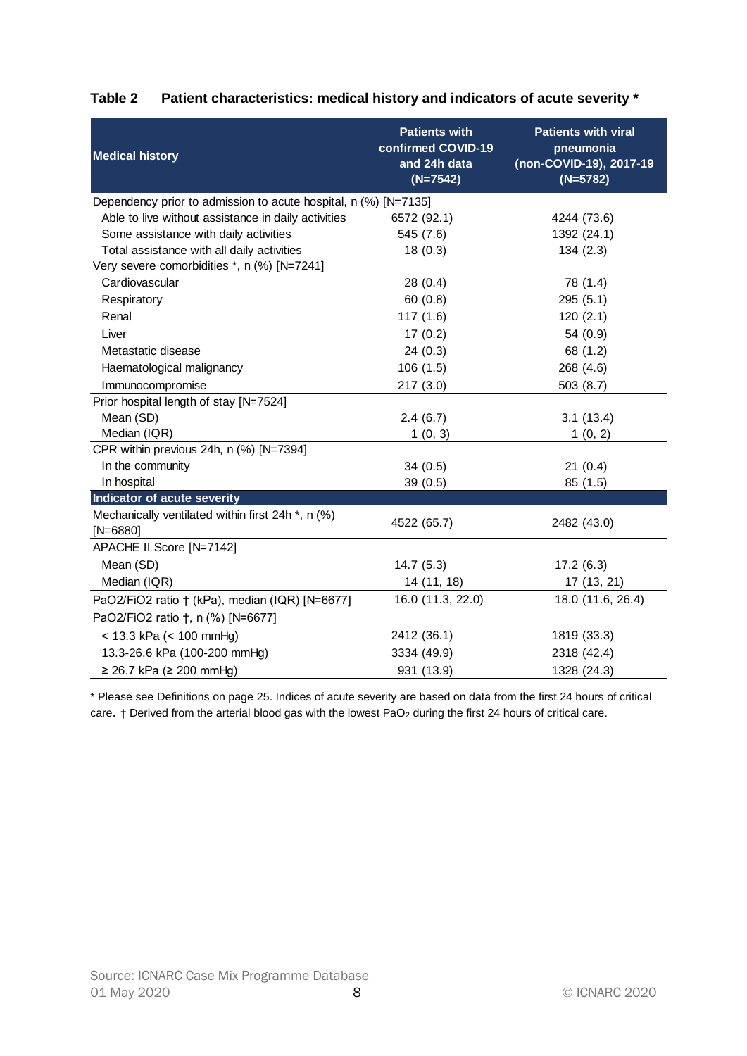## Table 2 Patient characteristics: medical history and indicators of acute severity *

| Medical history | Patients with confirmed COVID-19 and 24h data (N=7542) | Patients with viral pneumonia (non-COVID-19), 2017-19 (N=5782) |
|---|---|---|
| Dependency prior to admission to acute hospital, n (%) [N=7135] | | |
| Able to live without assistance in daily activities | 6572 (92.1) | 4244 (73.6) |
| Some assistance with daily activities | 545 (7.6) | 1392 (24.1) |
| Total assistance with all daily activities | 18 (0.3) | 134 (2.3) |
| Very severe comorbidities *, n (%) [N=7241] | | |
| Cardiovascular | 28 (0.4) | 78 (1.4) |
| Respiratory | 60 (0.8) | 295 (5.1) |
| Renal | 117 (1.6) | 120 (2.1) |
| Liver | 17 (0.2) | 54 (0.9) |
| Metastatic disease | 24 (0.3) | 68 (1.2) |
| Haematological malignancy | 106 (1.5) | 268 (4.6) |
| Immunocompromise | 217 (3.0) | 503 (8.7) |
| Prior hospital length of stay [N=7524] | | |
| Mean (SD) | 2.4 (6.7) | 3.1 (13.4) |
| Median (IQR) | 1 (0, 3) | 1 (0, 2) |
| CPR within previous 24h, n (%) [N=7394] | | |
| In the community | 34 (0.5) | 21 (0.4) |
| In hospital | 39 (0.5) | 85 (1.5) |
| **Indicator of acute severity** | | |
| Mechanically ventilated within first 24h *, n (%) [N=6880] | 4522 (65.7) | 2482 (43.0) |
| APACHE II Score [N=7142] | | |
| Mean (SD) | 14.7 (5.3) | 17.2 (6.3) |
| Median (IQR) | 14 (11, 18) | 17 (13, 21) |
| PaO2/FiO2 ratio † (kPa), median (IQR) [N=6677] | 16.0 (11.3, 22.0) | 18.0 (11.6, 26.4) |
| PaO2/FiO2 ratio †, n (%) [N=6677] | | |
| < 13.3 kPa (< 100 mmHg) | 2412 (36.1) | 1819 (33.3) |
| 13.3-26.6 kPa (100-200 mmHg) | 3334 (49.9) | 2318 (42.4) |
| ≥ 26.7 kPa (≥ 200 mmHg) | 931 (13.9) | 1328 (24.3) |

* Please see Definitions on page 25. Indices of acute severity are based on data from the first 24 hours of critical care. † Derived from the arterial blood gas with the lowest $PaO_2$ during the first 24 hours of critical care.

Source: ICNARC Case Mix Programme Database
01 May 2020

© ICNARC 2020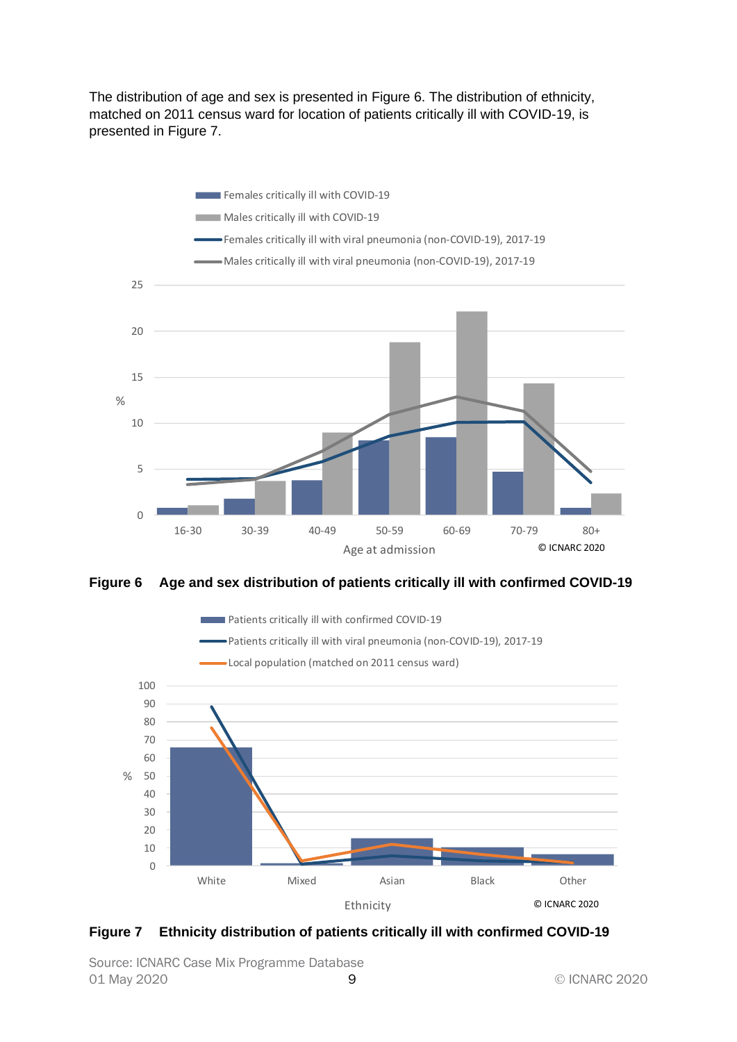The distribution of age and sex is presented in Figure 6. The distribution of ethnicity, matched on 2011 census ward for location of patients critically ill with COVID-19, is presented in Figure 7.

**Figure 6 Age and sex distribution of patients critically ill with confirmed COVID-19**

**Figure 7 Ethnicity distribution of patients critically ill with confirmed COVID-19**

Source: ICNARC Case Mix Programme Database
01 May 2020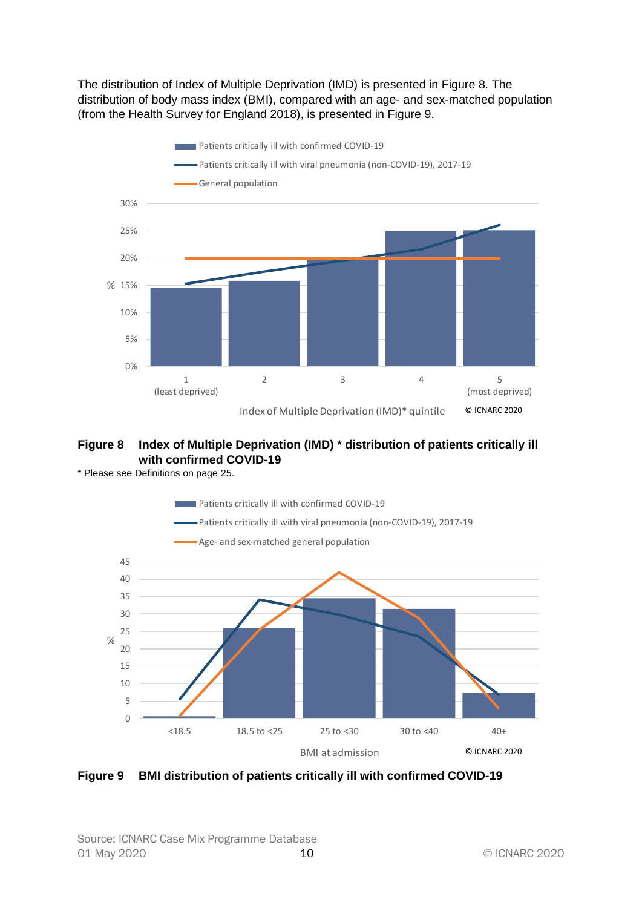The distribution of Index of Multiple Deprivation (IMD) is presented in Figure 8. The distribution of body mass index (BMI), compared with an age- and sex-matched population (from the Health Survey for England 2018), is presented in Figure 9.

**Figure 8 Index of Multiple Deprivation (IMD) * distribution of patients critically ill with confirmed COVID-19**

\* Please see Definitions on page 25.

**Figure 9 BMI distribution of patients critically ill with confirmed COVID-19**

Source: ICNARC Case Mix Programme Database
01 May 2020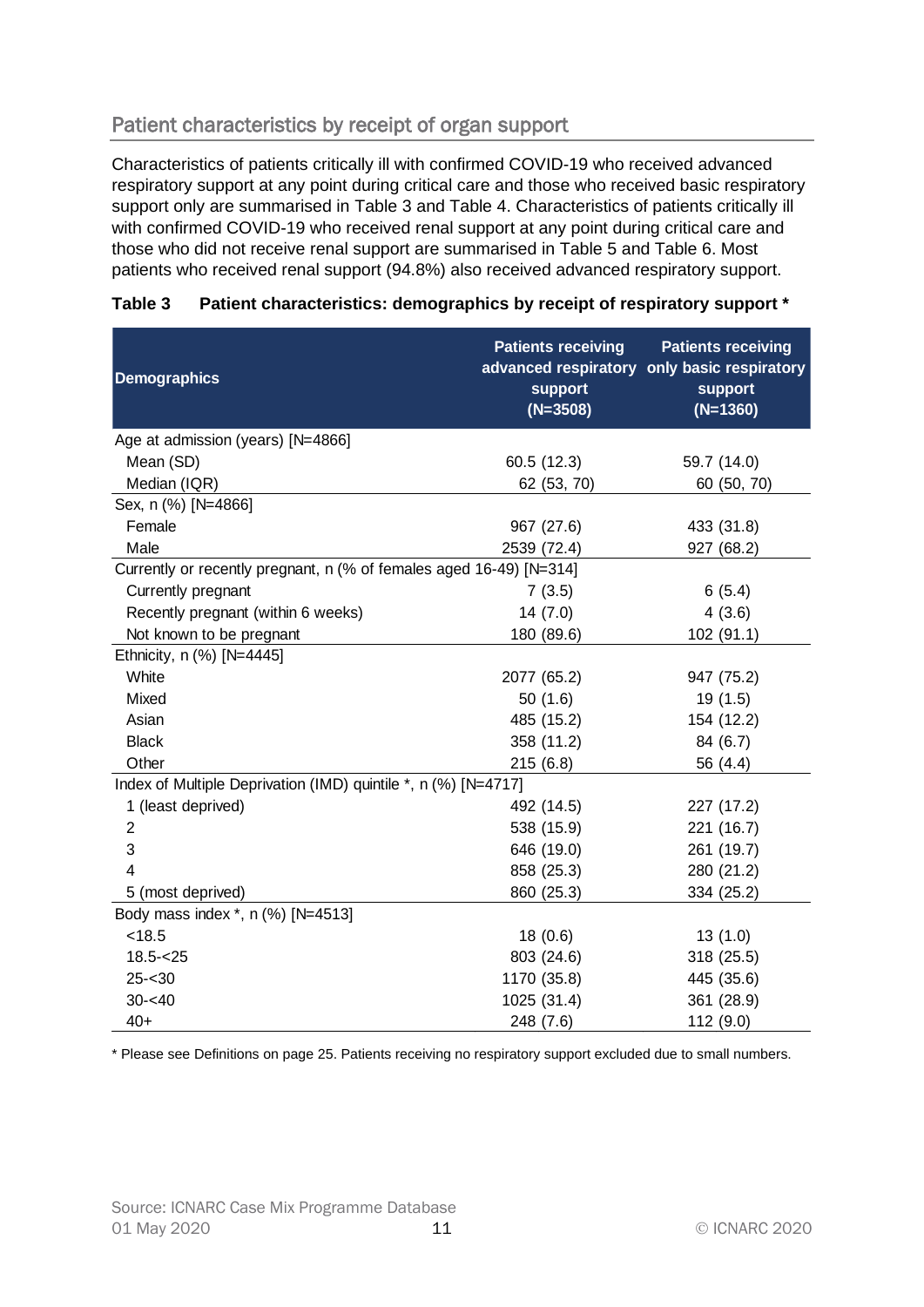## Patient characteristics by receipt of organ support

Characteristics of patients critically ill with confirmed COVID-19 who received advanced respiratory support at any point during critical care and those who received basic respiratory support only are summarised in Table 3 and Table 4. Characteristics of patients critically ill with confirmed COVID-19 who received renal support at any point during critical care and those who did not receive renal support are summarised in Table 5 and Table 6. Most patients who received renal support (94.8%) also received advanced respiratory support.

**Table 3 Patient characteristics: demographics by receipt of respiratory support ***

| Demographics | Patients receiving advanced respiratory support (N=3508) | Patients receiving only basic respiratory support (N=1360) |
|---|---|---|
| Age at admission (years) [N=4866] | | |
| Mean (SD) | 60.5 (12.3) | 59.7 (14.0) |
| Median (IQR) | 62 (53, 70) | 60 (50, 70) |
| Sex, n (%) [N=4866] | | |
| Female | 967 (27.6) | 433 (31.8) |
| Male | 2539 (72.4) | 927 (68.2) |
| Currently or recently pregnant, n (% of females aged 16-49) [N=314] | | |
| Currently pregnant | 7 (3.5) | 6 (5.4) |
| Recently pregnant (within 6 weeks) | 14 (7.0) | 4 (3.6) |
| Not known to be pregnant | 180 (89.6) | 102 (91.1) |
| Ethnicity, n (%) [N=4445] | | |
| White | 2077 (65.2) | 947 (75.2) |
| Mixed | 50 (1.6) | 19 (1.5) |
| Asian | 485 (15.2) | 154 (12.2) |
| Black | 358 (11.2) | 84 (6.7) |
| Other | 215 (6.8) | 56 (4.4) |
| Index of Multiple Deprivation (IMD) quintile *, n (%) [N=4717] | | |
| 1 (least deprived) | 492 (14.5) | 227 (17.2) |
| 2 | 538 (15.9) | 221 (16.7) |
| 3 | 646 (19.0) | 261 (19.7) |
| 4 | 858 (25.3) | 280 (21.2) |
| 5 (most deprived) | 860 (25.3) | 334 (25.2) |
| Body mass index *, n (%) [N=4513] | | |
| <18.5 | 18 (0.6) | 13 (1.0) |
| 18.5-<25 | 803 (24.6) | 318 (25.5) |
| 25-<30 | 1170 (35.8) | 445 (35.6) |
| 30-<40 | 1025 (31.4) | 361 (28.9) |
| 40+ | 248 (7.6) | 112 (9.0) |

* Please see Definitions on page 25. Patients receiving no respiratory support excluded due to small numbers.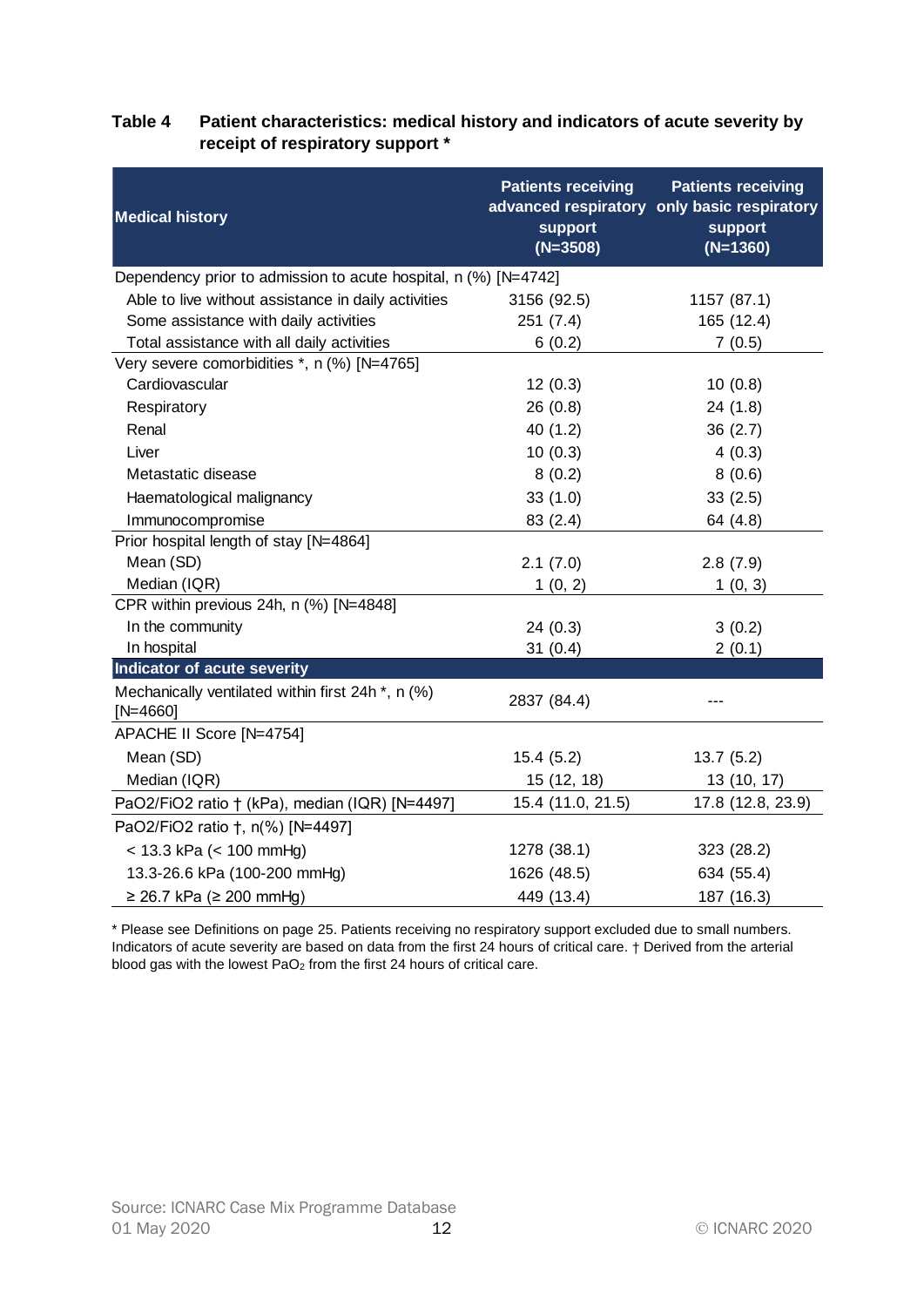**Table 4 Patient characteristics: medical history and indicators of acute severity by receipt of respiratory support ***

| Medical history | Patients receiving advanced respiratory support (N=3508) | Patients receiving only basic respiratory support (N=1360) |
|---|---|---|
| Dependency prior to admission to acute hospital, n (%) [N=4742] | | |
| Able to live without assistance in daily activities | 3156 (92.5) | 1157 (87.1) |
| Some assistance with daily activities | 251 (7.4) | 165 (12.4) |
| Total assistance with all daily activities | 6 (0.2) | 7 (0.5) |
| Very severe comorbidities *, n (%) [N=4765] | | |
| Cardiovascular | 12 (0.3) | 10 (0.8) |
| Respiratory | 26 (0.8) | 24 (1.8) |
| Renal | 40 (1.2) | 36 (2.7) |
| Liver | 10 (0.3) | 4 (0.3) |
| Metastatic disease | 8 (0.2) | 8 (0.6) |
| Haematological malignancy | 33 (1.0) | 33 (2.5) |
| Immunocompromise | 83 (2.4) | 64 (4.8) |
| Prior hospital length of stay [N=4864] | | |
| Mean (SD) | 2.1 (7.0) | 2.8 (7.9) |
| Median (IQR) | 1 (0, 2) | 1 (0, 3) |
| CPR within previous 24h, n (%) [N=4848] | | |
| In the community | 24 (0.3) | 3 (0.2) |
| In hospital | 31 (0.4) | 2 (0.1) |
| **Indicator of acute severity** | | |
| Mechanically ventilated within first 24h *, n (%) [N=4660] | 2837 (84.4) | --- |
| APACHE II Score [N=4754] | | |
| Mean (SD) | 15.4 (5.2) | 13.7 (5.2) |
| Median (IQR) | 15 (12, 18) | 13 (10, 17) |
| PaO2/FiO2 ratio † (kPa), median (IQR) [N=4497] | 15.4 (11.0, 21.5) | 17.8 (12.8, 23.9) |
| PaO2/FiO2 ratio †, n(%) [N=4497] | | |
| < 13.3 kPa (< 100 mmHg) | 1278 (38.1) | 323 (28.2) |
| 13.3-26.6 kPa (100-200 mmHg) | 1626 (48.5) | 634 (55.4) |
| ≥ 26.7 kPa (≥ 200 mmHg) | 449 (13.4) | 187 (16.3) |

* Please see Definitions on page 25. Patients receiving no respiratory support excluded due to small numbers. Indicators of acute severity are based on data from the first 24 hours of critical care. † Derived from the arterial blood gas with the lowest $PaO_2$ from the first 24 hours of critical care.

Source: ICNARC Case Mix Programme Database
01 May 2020

© ICNARC 2020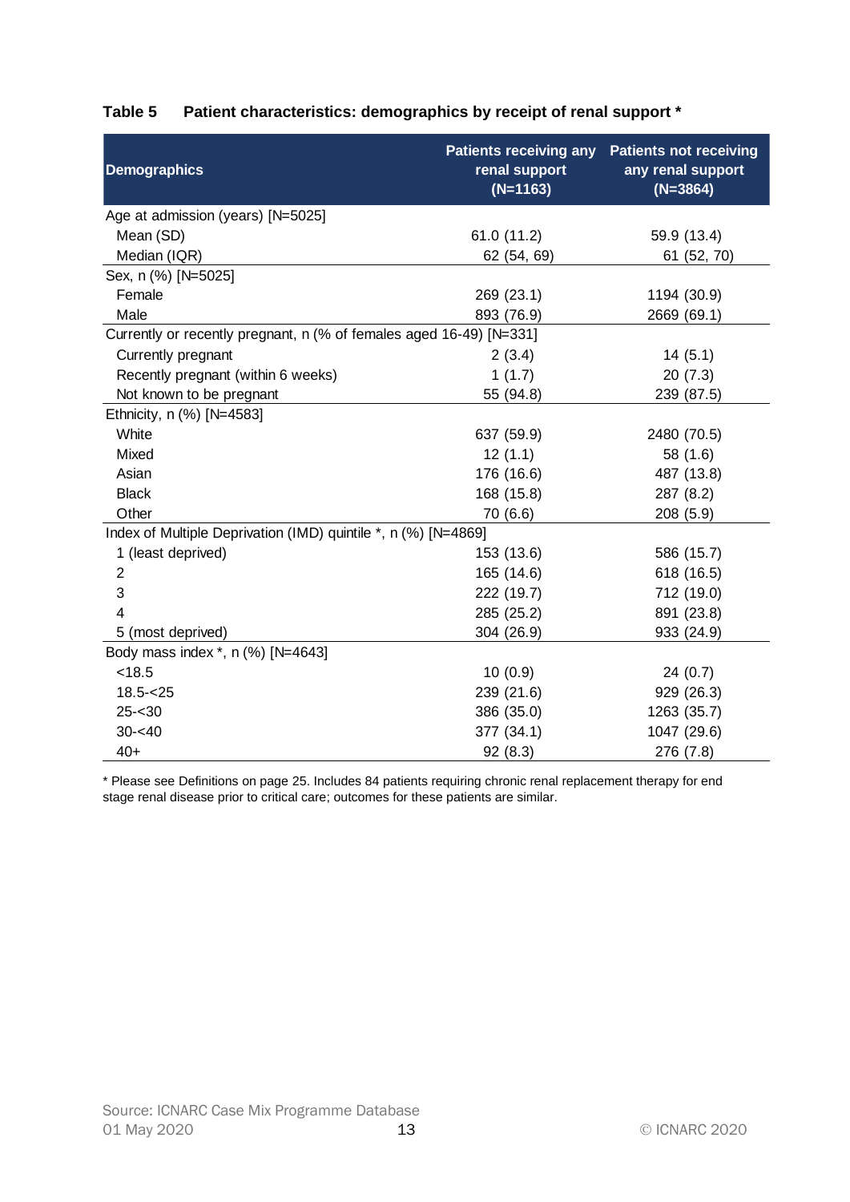**Table 5 Patient characteristics: demographics by receipt of renal support ***

| Demographics | Patients receiving any renal support (N=1163) | Patients not receiving any renal support (N=3864) |
|---|---|---|
| Age at admission (years) [N=5025] | | |
| Mean (SD) | 61.0 (11.2) | 59.9 (13.4) |
| Median (IQR) | 62 (54, 69) | 61 (52, 70) |
| Sex, n (%) [N=5025] | | |
| Female | 269 (23.1) | 1194 (30.9) |
| Male | 893 (76.9) | 2669 (69.1) |
| Currently or recently pregnant, n (% of females aged 16-49) [N=331] | | |
| Currently pregnant | 2 (3.4) | 14 (5.1) |
| Recently pregnant (within 6 weeks) | 1 (1.7) | 20 (7.3) |
| Not known to be pregnant | 55 (94.8) | 239 (87.5) |
| Ethnicity, n (%) [N=4583] | | |
| White | 637 (59.9) | 2480 (70.5) |
| Mixed | 12 (1.1) | 58 (1.6) |
| Asian | 176 (16.6) | 487 (13.8) |
| Black | 168 (15.8) | 287 (8.2) |
| Other | 70 (6.6) | 208 (5.9) |
| Index of Multiple Deprivation (IMD) quintile *, n (%) [N=4869] | | |
| 1 (least deprived) | 153 (13.6) | 586 (15.7) |
| 2 | 165 (14.6) | 618 (16.5) |
| 3 | 222 (19.7) | 712 (19.0) |
| 4 | 285 (25.2) | 891 (23.8) |
| 5 (most deprived) | 304 (26.9) | 933 (24.9) |
| Body mass index *, n (%) [N=4643] | | |
| <18.5 | 10 (0.9) | 24 (0.7) |
| 18.5-<25 | 239 (21.6) | 929 (26.3) |
| 25-<30 | 386 (35.0) | 1263 (35.7) |
| 30-<40 | 377 (34.1) | 1047 (29.6) |
| 40+ | 92 (8.3) | 276 (7.8) |

* Please see Definitions on page 25. Includes 84 patients requiring chronic renal replacement therapy for end stage renal disease prior to critical care; outcomes for these patients are similar.

Source: ICNARC Case Mix Programme Database
01 May 2020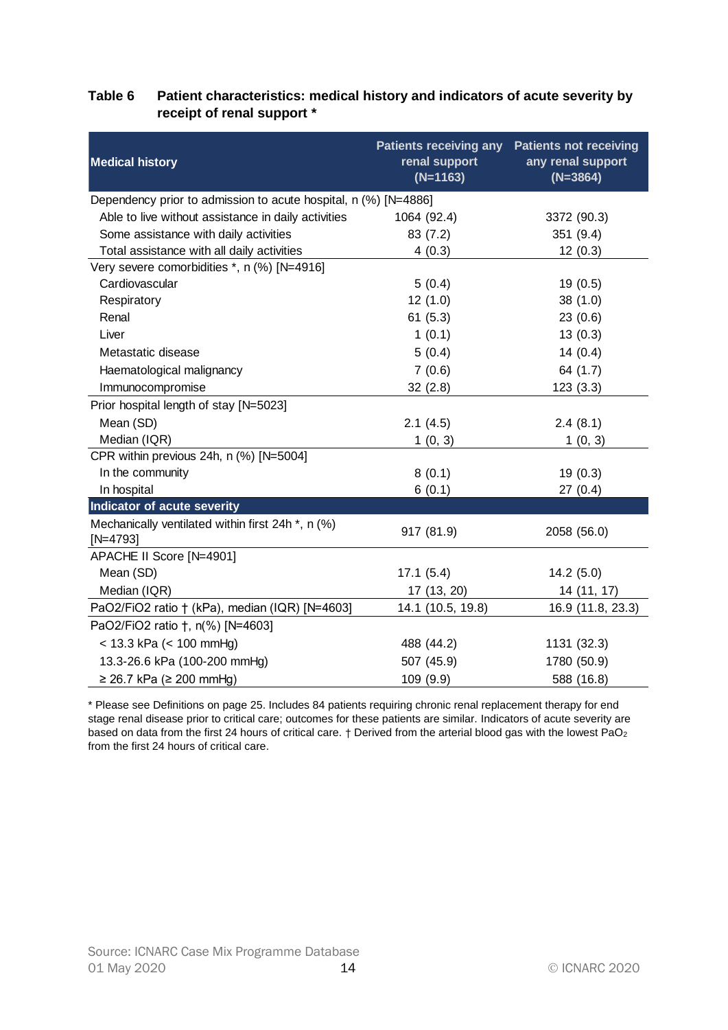**Table 6 Patient characteristics: medical history and indicators of acute severity by receipt of renal support ***

| Medical history | Patients receiving any renal support (N=1163) | Patients not receiving any renal support (N=3864) |
|---|---|---|
| Dependency prior to admission to acute hospital, n (%) [N=4886] | | |
| Able to live without assistance in daily activities | 1064 (92.4) | 3372 (90.3) |
| Some assistance with daily activities | 83 (7.2) | 351 (9.4) |
| Total assistance with all daily activities | 4 (0.3) | 12 (0.3) |
| Very severe comorbidities *, n (%) [N=4916] | | |
| Cardiovascular | 5 (0.4) | 19 (0.5) |
| Respiratory | 12 (1.0) | 38 (1.0) |
| Renal | 61 (5.3) | 23 (0.6) |
| Liver | 1 (0.1) | 13 (0.3) |
| Metastatic disease | 5 (0.4) | 14 (0.4) |
| Haematological malignancy | 7 (0.6) | 64 (1.7) |
| Immunocompromise | 32 (2.8) | 123 (3.3) |
| Prior hospital length of stay [N=5023] | | |
| Mean (SD) | 2.1 (4.5) | 2.4 (8.1) |
| Median (IQR) | 1 (0, 3) | 1 (0, 3) |
| CPR within previous 24h, n (%) [N=5004] | | |
| In the community | 8 (0.1) | 19 (0.3) |
| In hospital | 6 (0.1) | 27 (0.4) |
| **Indicator of acute severity** | | |
| Mechanically ventilated within first 24h *, n (%) [N=4793] | 917 (81.9) | 2058 (56.0) |
| APACHE II Score [N=4901] | | |
| Mean (SD) | 17.1 (5.4) | 14.2 (5.0) |
| Median (IQR) | 17 (13, 20) | 14 (11, 17) |
| PaO2/FiO2 ratio † (kPa), median (IQR) [N=4603] | 14.1 (10.5, 19.8) | 16.9 (11.8, 23.3) |
| PaO2/FiO2 ratio †, n(%) [N=4603] | | |
| < 13.3 kPa (< 100 mmHg) | 488 (44.2) | 1131 (32.3) |
| 13.3-26.6 kPa (100-200 mmHg) | 507 (45.9) | 1780 (50.9) |
| ≥ 26.7 kPa (≥ 200 mmHg) | 109 (9.9) | 588 (16.8) |

* Please see Definitions on page 25. Includes 84 patients requiring chronic renal replacement therapy for end stage renal disease prior to critical care; outcomes for these patients are similar. Indicators of acute severity are based on data from the first 24 hours of critical care. † Derived from the arterial blood gas with the lowest $PaO_2$ from the first 24 hours of critical care.

Source: ICNARC Case Mix Programme Database
01 May 2020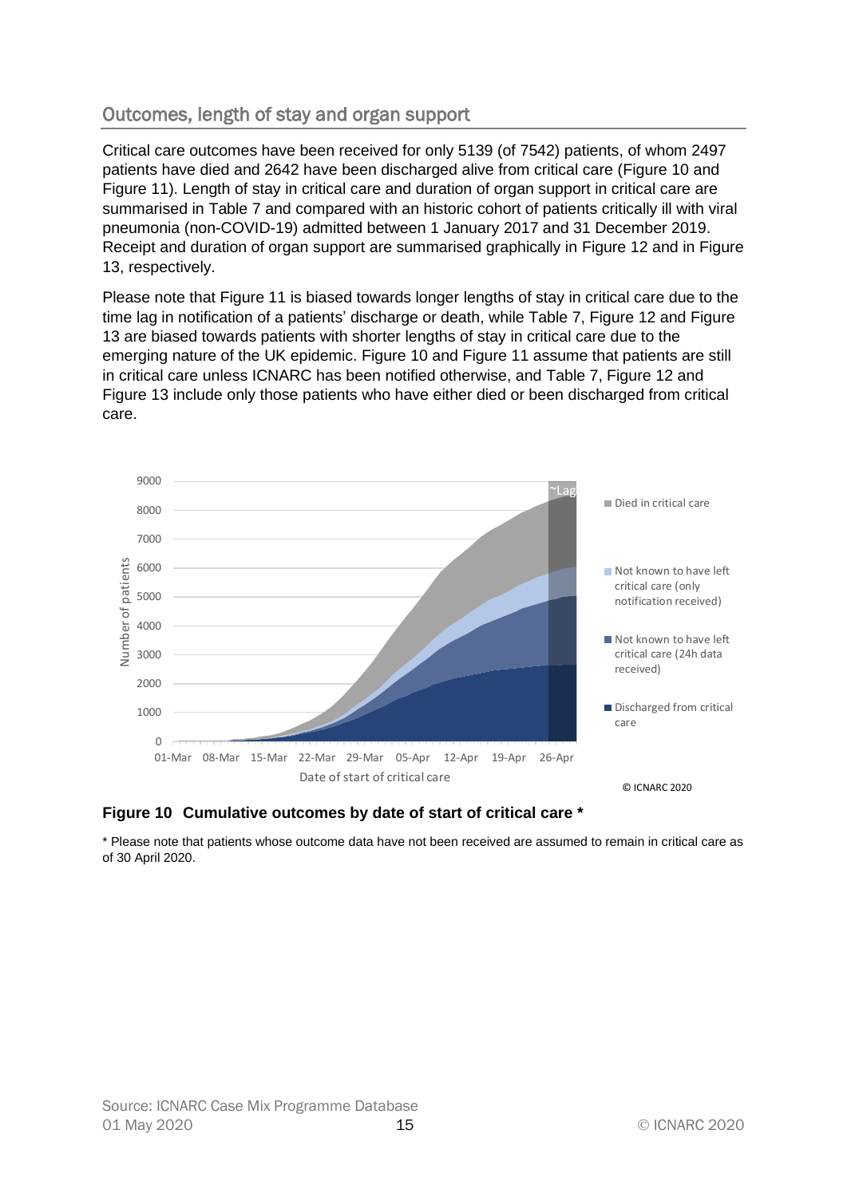## Outcomes, length of stay and organ support

Critical care outcomes have been received for only 5139 (of 7542) patients, of whom 2497 patients have died and 2642 have been discharged alive from critical care (Figure 10 and Figure 11). Length of stay in critical care and duration of organ support in critical care are summarised in Table 7 and compared with an historic cohort of patients critically ill with viral pneumonia (non-COVID-19) admitted between 1 January 2017 and 31 December 2019. Receipt and duration of organ support are summarised graphically in Figure 12 and in Figure 13, respectively.

Please note that Figure 11 is biased towards longer lengths of stay in critical care due to the time lag in notification of a patients' discharge or death, while Table 7, Figure 12 and Figure 13 are biased towards patients with shorter lengths of stay in critical care due to the emerging nature of the UK epidemic. Figure 10 and Figure 11 assume that patients are still in critical care unless ICNARC has been notified otherwise, and Table 7, Figure 12 and Figure 13 include only those patients who have either died or been discharged from critical care.

**Figure 10 Cumulative outcomes by date of start of critical care \***

\* Please note that patients whose outcome data have not been received are assumed to remain in critical care as of 30 April 2020.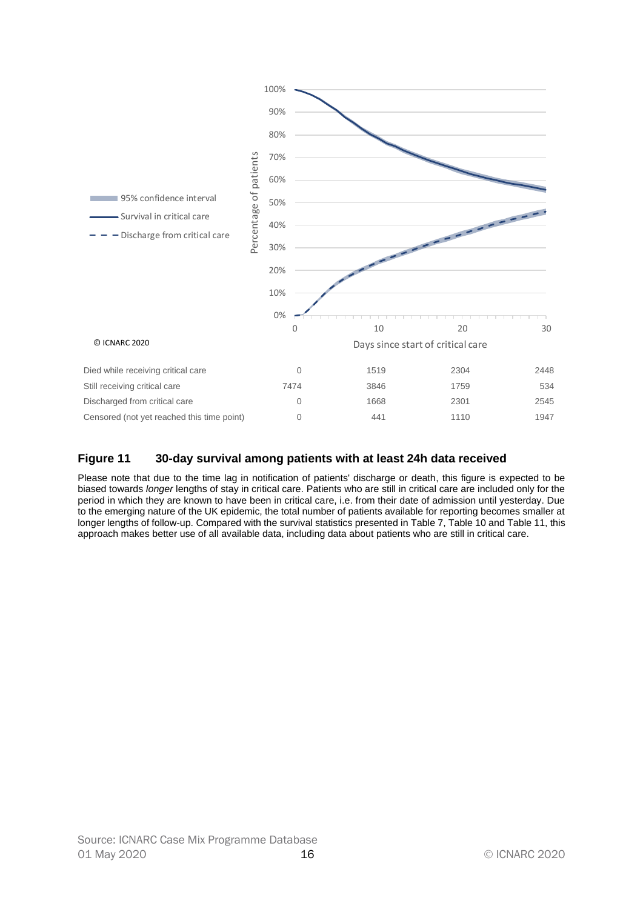| | 0 | 10 | 20 | 30 |
|---|---|---|---|---|
| Died while receiving critical care | 0 | 1519 | 2304 | 2448 |
| Still receiving critical care | 7474 | 3846 | 1759 | 534 |
| Discharged from critical care | 0 | 1668 | 2301 | 2545 |
| Censored (not yet reached this time point) | 0 | 441 | 1110 | 1947 |

**Figure 11 30-day survival among patients with at least 24h data received**

Please note that due to the time lag in notification of patients' discharge or death, this figure is expected to be biased towards *longer* lengths of stay in critical care. Patients who are still in critical care are included only for the period in which they are known to have been in critical care, i.e. from their date of admission until yesterday. Due to the emerging nature of the UK epidemic, the total number of patients available for reporting becomes smaller at longer lengths of follow-up. Compared with the survival statistics presented in Table 7, Table 10 and Table 11, this approach makes better use of all available data, including data about patients who are still in critical care.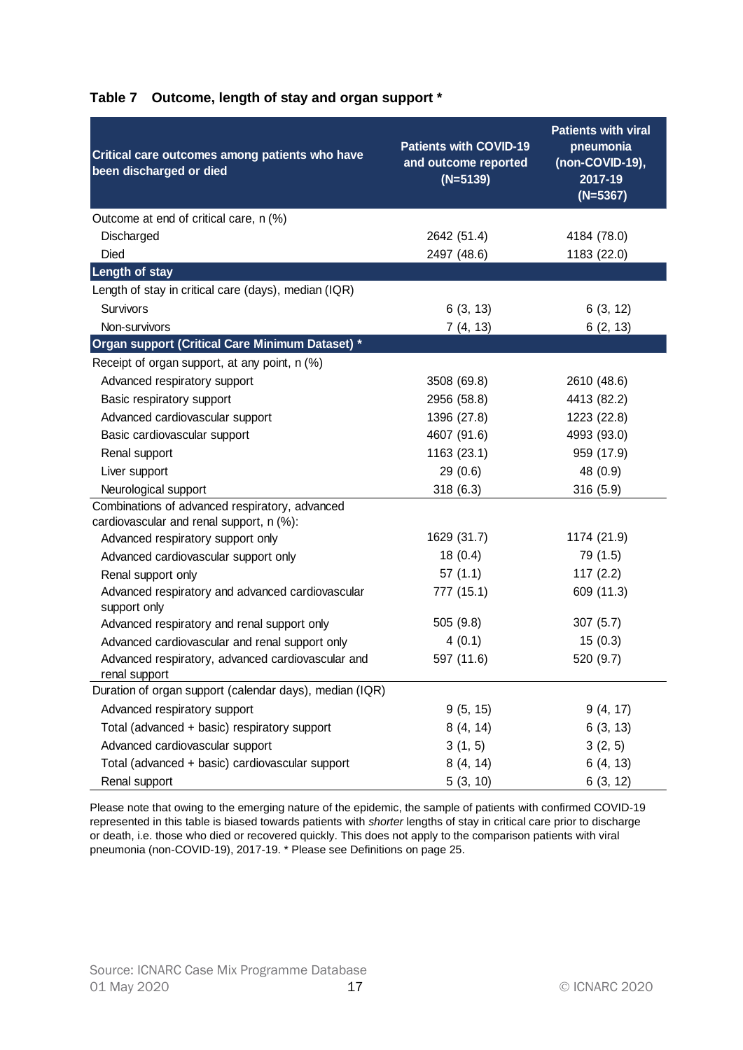**Table 7 Outcome, length of stay and organ support ***

| Critical care outcomes among patients who have been discharged or died | Patients with COVID-19 and outcome reported (N=5139) | Patients with viral pneumonia (non-COVID-19), 2017-19 (N=5367) |
|---|---|---|
| Outcome at end of critical care, n (%) | | |
| Discharged | 2642 (51.4) | 4184 (78.0) |
| Died | 2497 (48.6) | 1183 (22.0) |
| **Length of stay** | | |
| Length of stay in critical care (days), median (IQR) | | |
| Survivors | 6 (3, 13) | 6 (3, 12) |
| Non-survivors | 7 (4, 13) | 6 (2, 13) |
| **Organ support (Critical Care Minimum Dataset) *** | | |
| Receipt of organ support, at any point, n (%) | | |
| Advanced respiratory support | 3508 (69.8) | 2610 (48.6) |
| Basic respiratory support | 2956 (58.8) | 4413 (82.2) |
| Advanced cardiovascular support | 1396 (27.8) | 1223 (22.8) |
| Basic cardiovascular support | 4607 (91.6) | 4993 (93.0) |
| Renal support | 1163 (23.1) | 959 (17.9) |
| Liver support | 29 (0.6) | 48 (0.9) |
| Neurological support | 318 (6.3) | 316 (5.9) |
| Combinations of advanced respiratory, advanced cardiovascular and renal support, n (%): | | |
| Advanced respiratory support only | 1629 (31.7) | 1174 (21.9) |
| Advanced cardiovascular support only | 18 (0.4) | 79 (1.5) |
| Renal support only | 57 (1.1) | 117 (2.2) |
| Advanced respiratory and advanced cardiovascular support only | 777 (15.1) | 609 (11.3) |
| Advanced respiratory and renal support only | 505 (9.8) | 307 (5.7) |
| Advanced cardiovascular and renal support only | 4 (0.1) | 15 (0.3) |
| Advanced respiratory, advanced cardiovascular and renal support | 597 (11.6) | 520 (9.7) |
| Duration of organ support (calendar days), median (IQR) | | |
| Advanced respiratory support | 9 (5, 15) | 9 (4, 17) |
| Total (advanced + basic) respiratory support | 8 (4, 14) | 6 (3, 13) |
| Advanced cardiovascular support | 3 (1, 5) | 3 (2, 5) |
| Total (advanced + basic) cardiovascular support | 8 (4, 14) | 6 (4, 13) |
| Renal support | 5 (3, 10) | 6 (3, 12) |

Please note that owing to the emerging nature of the epidemic, the sample of patients with confirmed COVID-19 represented in this table is biased towards patients with *shorter* lengths of stay in critical care prior to discharge or death, i.e. those who died or recovered quickly. This does not apply to the comparison patients with viral pneumonia (non-COVID-19), 2017-19. * Please see Definitions on page 25.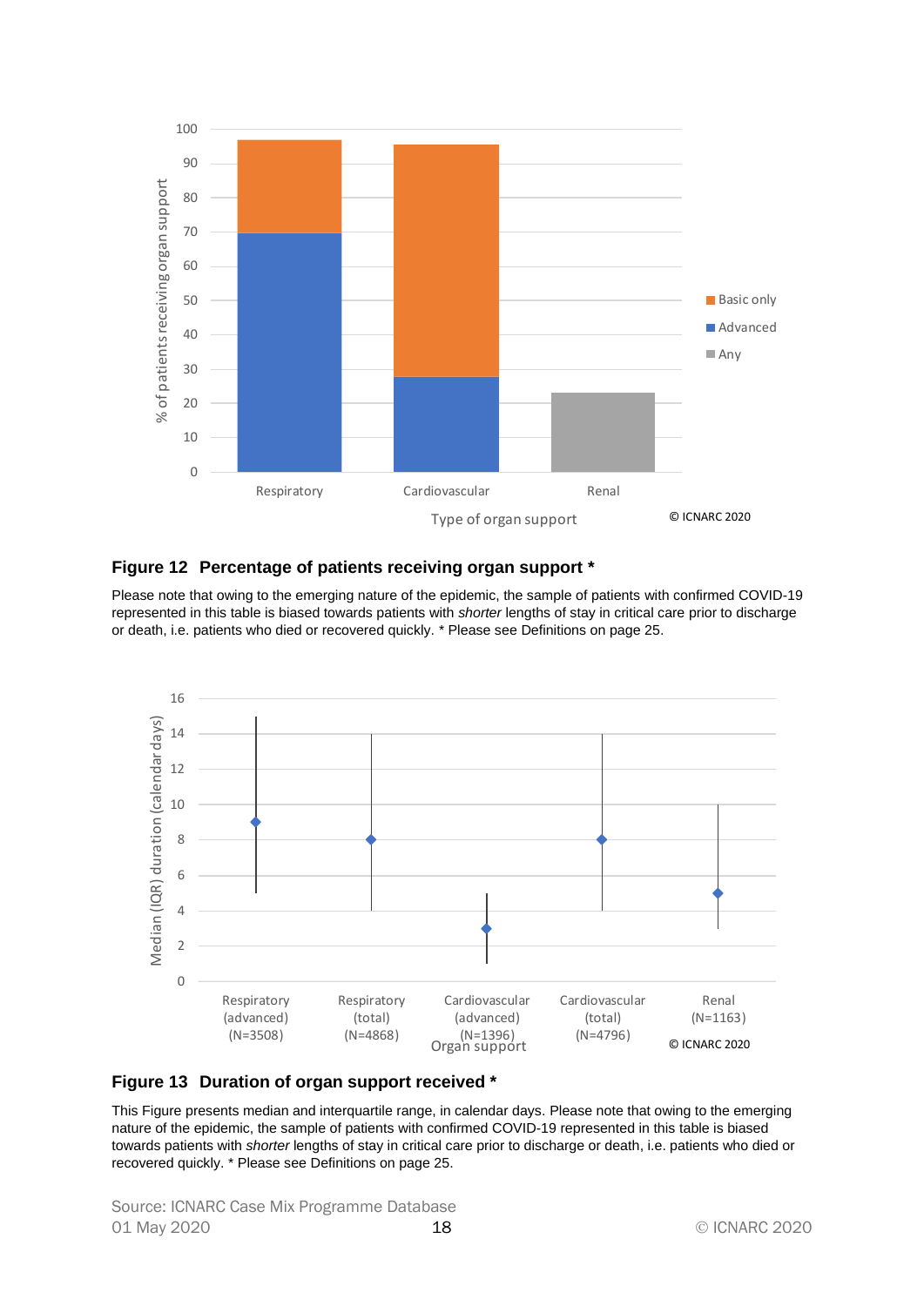**Figure 12  Percentage of patients receiving organ support \***

Please note that owing to the emerging nature of the epidemic, the sample of patients with confirmed COVID-19 represented in this table is biased towards patients with *shorter* lengths of stay in critical care prior to discharge or death, i.e. patients who died or recovered quickly. * Please see Definitions on page 25.

**Figure 13  Duration of organ support received \***

This Figure presents median and interquartile range, in calendar days. Please note that owing to the emerging nature of the epidemic, the sample of patients with confirmed COVID-19 represented in this table is biased towards patients with *shorter* lengths of stay in critical care prior to discharge or death, i.e. patients who died or recovered quickly. * Please see Definitions on page 25.

Source: ICNARC Case Mix Programme Database
01 May 2020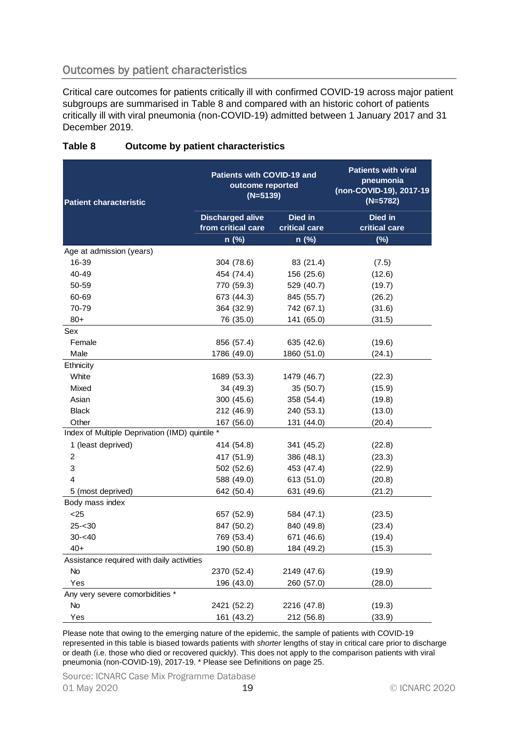## Outcomes by patient characteristics

Critical care outcomes for patients critically ill with confirmed COVID-19 across major patient subgroups are summarised in Table 8 and compared with an historic cohort of patients critically ill with viral pneumonia (non-COVID-19) admitted between 1 January 2017 and 31 December 2019.

**Table 8 Outcome by patient characteristics**

| Patient characteristic | Patients with COVID-19 and outcome reported (N=5139) | | Patients with viral pneumonia (non-COVID-19), 2017-19 (N=5782) |
|---|---|---|---|
| | Discharged alive from critical care | Died in critical care | Died in critical care |
| | n (%) | n (%) | (%) |
| **Age at admission (years)** | | | |
| 16-39 | 304 (78.6) | 83 (21.4) | (7.5) |
| 40-49 | 454 (74.4) | 156 (25.6) | (12.6) |
| 50-59 | 770 (59.3) | 529 (40.7) | (19.7) |
| 60-69 | 673 (44.3) | 845 (55.7) | (26.2) |
| 70-79 | 364 (32.9) | 742 (67.1) | (31.6) |
| 80+ | 76 (35.0) | 141 (65.0) | (31.5) |
| **Sex** | | | |
| Female | 856 (57.4) | 635 (42.6) | (19.6) |
| Male | 1786 (49.0) | 1860 (51.0) | (24.1) |
| **Ethnicity** | | | |
| White | 1689 (53.3) | 1479 (46.7) | (22.3) |
| Mixed | 34 (49.3) | 35 (50.7) | (15.9) |
| Asian | 300 (45.6) | 358 (54.4) | (19.8) |
| Black | 212 (46.9) | 240 (53.1) | (13.0) |
| Other | 167 (56.0) | 131 (44.0) | (20.4) |
| **Index of Multiple Deprivation (IMD) quintile *** | | | |
| 1 (least deprived) | 414 (54.8) | 341 (45.2) | (22.8) |
| 2 | 417 (51.9) | 386 (48.1) | (23.3) |
| 3 | 502 (52.6) | 453 (47.4) | (22.9) |
| 4 | 588 (49.0) | 613 (51.0) | (20.8) |
| 5 (most deprived) | 642 (50.4) | 631 (49.6) | (21.2) |
| **Body mass index** | | | |
| <25 | 657 (52.9) | 584 (47.1) | (23.5) |
| 25-<30 | 847 (50.2) | 840 (49.8) | (23.4) |
| 30-<40 | 769 (53.4) | 671 (46.6) | (19.4) |
| 40+ | 190 (50.8) | 184 (49.2) | (15.3) |
| **Assistance required with daily activities** | | | |
| No | 2370 (52.4) | 2149 (47.6) | (19.9) |
| Yes | 196 (43.0) | 260 (57.0) | (28.0) |
| **Any very severe comorbidities *** | | | |
| No | 2421 (52.2) | 2216 (47.8) | (19.3) |
| Yes | 161 (43.2) | 212 (56.8) | (33.9) |

Please note that owing to the emerging nature of the epidemic, the sample of patients with COVID-19 represented in this table is biased towards patients with *shorter* lengths of stay in critical care prior to discharge or death (i.e. those who died or recovered quickly). This does not apply to the comparison patients with viral pneumonia (non-COVID-19), 2017-19. * Please see Definitions on page 25.

Source: ICNARC Case Mix Programme Database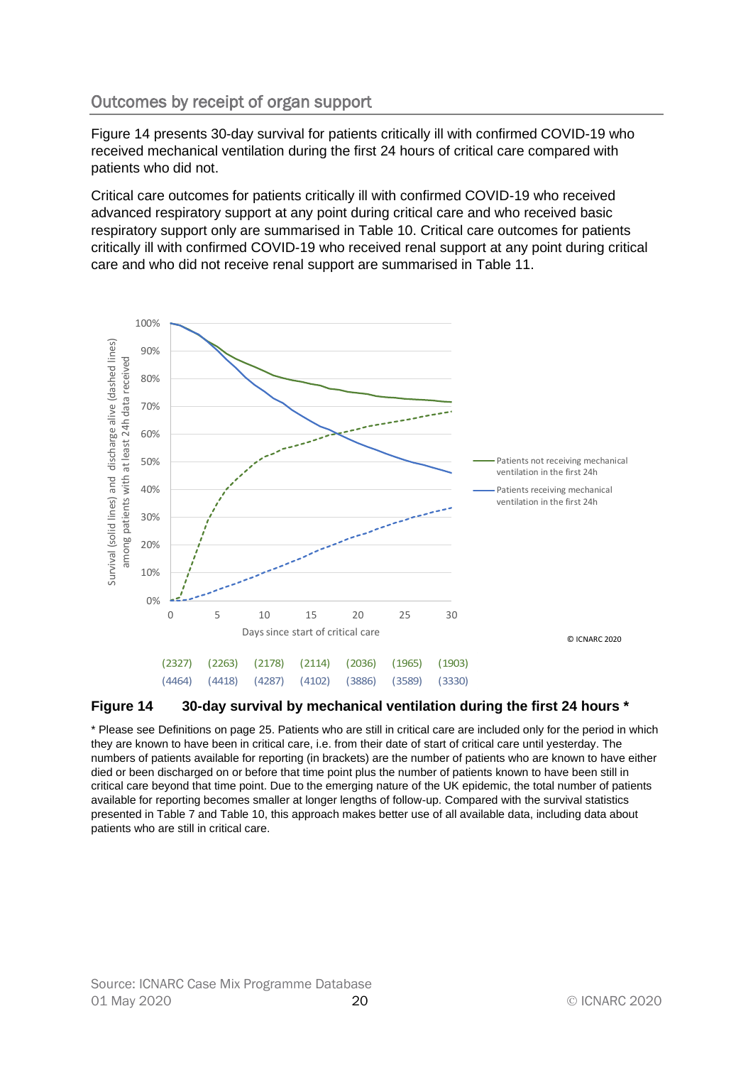## Outcomes by receipt of organ support

Figure 14 presents 30-day survival for patients critically ill with confirmed COVID-19 who received mechanical ventilation during the first 24 hours of critical care compared with patients who did not.

Critical care outcomes for patients critically ill with confirmed COVID-19 who received advanced respiratory support at any point during critical care and who received basic respiratory support only are summarised in Table 10. Critical care outcomes for patients critically ill with confirmed COVID-19 who received renal support at any point during critical care and who did not receive renal support are summarised in Table 11.

| Days since start of critical care | 0 | 5 | 10 | 15 | 20 | 25 | 30 |
|---|---|---|---|---|---|---|---|
| Patients not receiving mechanical ventilation in the first 24h | (2327) | (2263) | (2178) | (2114) | (2036) | (1965) | (1903) |
| Patients receiving mechanical ventilation in the first 24h | (4464) | (4418) | (4287) | (4102) | (3886) | (3589) | (3330) |

© ICNARC 2020

**Figure 14 30-day survival by mechanical ventilation during the first 24 hours ***

\* Please see Definitions on page 25. Patients who are still in critical care are included only for the period in which they are known to have been in critical care, i.e. from their date of start of critical care until yesterday. The numbers of patients available for reporting (in brackets) are the number of patients who are known to have either died or been discharged on or before that time point plus the number of patients known to have been still in critical care beyond that time point. Due to the emerging nature of the UK epidemic, the total number of patients available for reporting becomes smaller at longer lengths of follow-up. Compared with the survival statistics presented in Table 7 and Table 10, this approach makes better use of all available data, including data about patients who are still in critical care.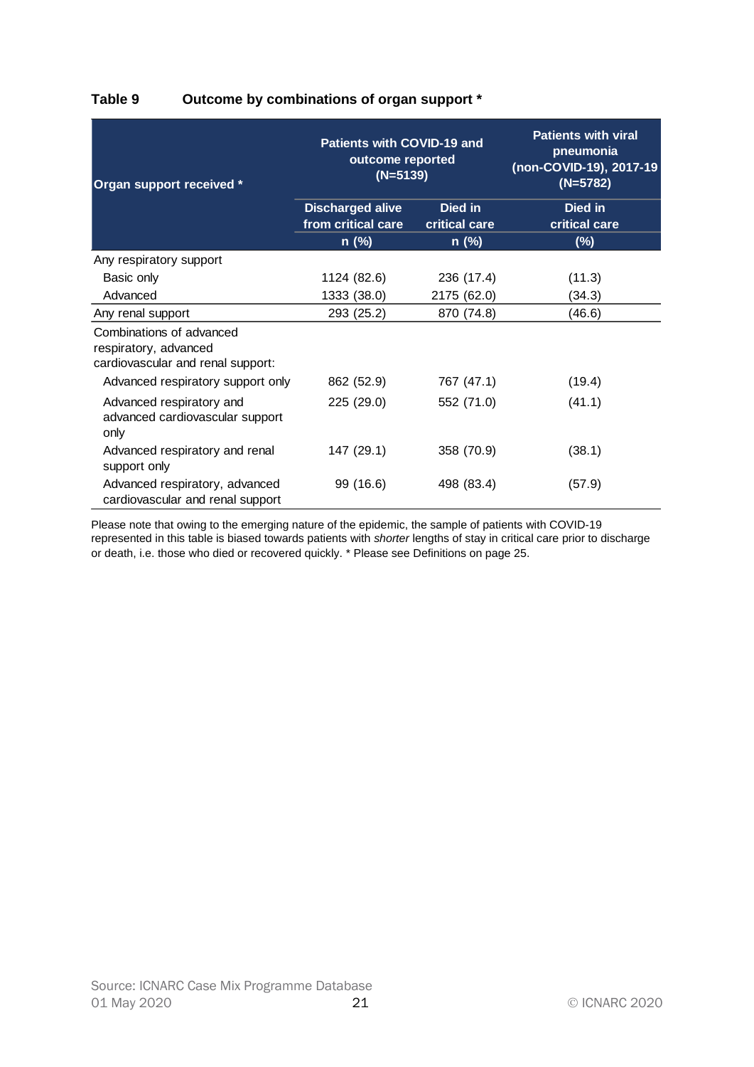**Table 9 Outcome by combinations of organ support \***

| Organ support received * | Patients with COVID-19 and outcome reported (N=5139) | | Patients with viral pneumonia (non-COVID-19), 2017-19 (N=5782) |
|---|---|---|---|
| | Discharged alive from critical care | Died in critical care | Died in critical care |
| | n (%) | n (%) | (%) |
| Any respiratory support | | | |
| Basic only | 1124 (82.6) | 236 (17.4) | (11.3) |
| Advanced | 1333 (38.0) | 2175 (62.0) | (34.3) |
| Any renal support | 293 (25.2) | 870 (74.8) | (46.6) |
| Combinations of advanced respiratory, advanced cardiovascular and renal support: | | | |
| Advanced respiratory support only | 862 (52.9) | 767 (47.1) | (19.4) |
| Advanced respiratory and advanced cardiovascular support only | 225 (29.0) | 552 (71.0) | (41.1) |
| Advanced respiratory and renal support only | 147 (29.1) | 358 (70.9) | (38.1) |
| Advanced respiratory, advanced cardiovascular and renal support | 99 (16.6) | 498 (83.4) | (57.9) |

Please note that owing to the emerging nature of the epidemic, the sample of patients with COVID-19 represented in this table is biased towards patients with *shorter* lengths of stay in critical care prior to discharge or death, i.e. those who died or recovered quickly. * Please see Definitions on page 25.

Source: ICNARC Case Mix Programme Database
01 May 2020

© ICNARC 2020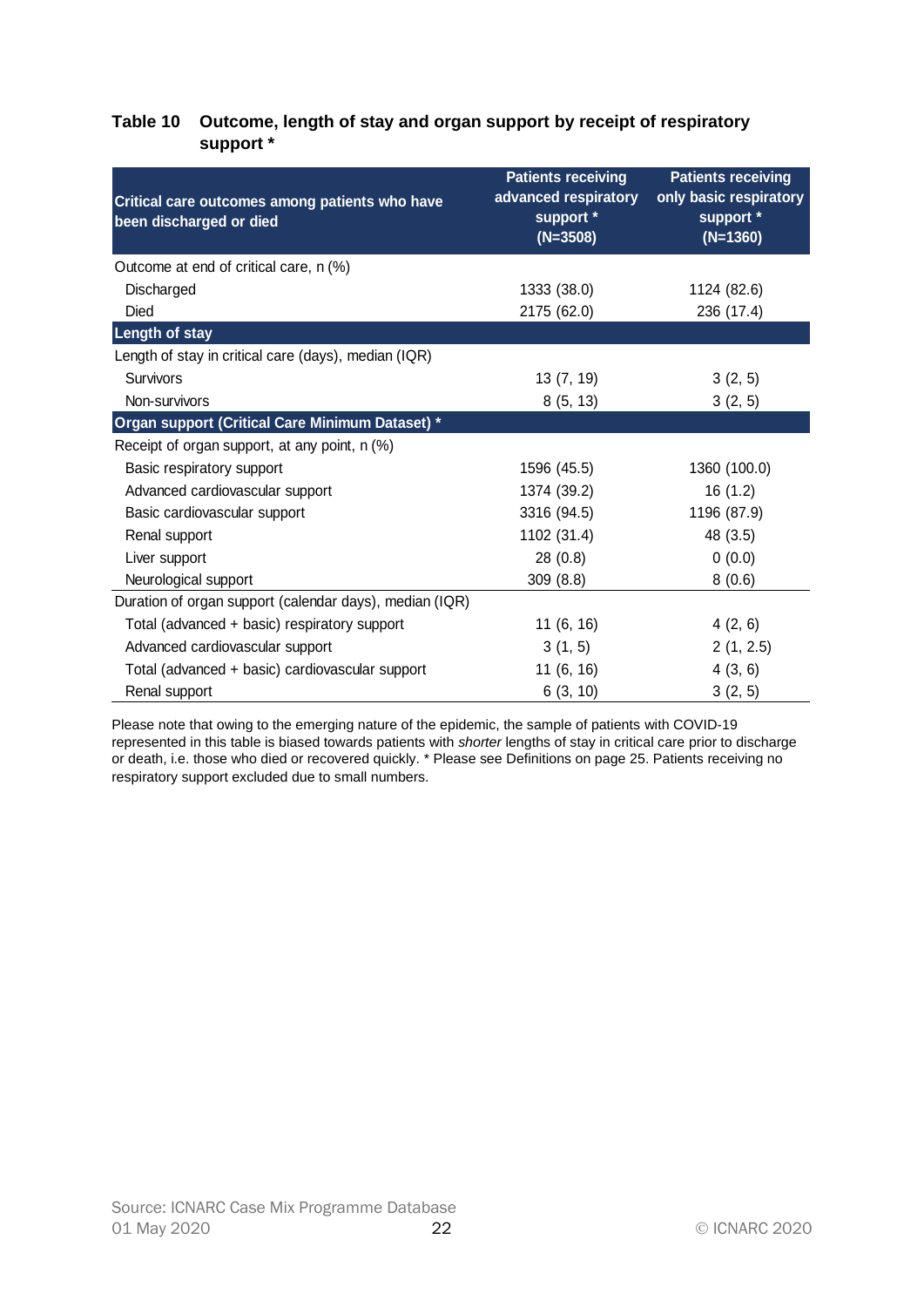**Table 10 Outcome, length of stay and organ support by receipt of respiratory support ***

| Critical care outcomes among patients who have been discharged or died | Patients receiving advanced respiratory support * (N=3508) | Patients receiving only basic respiratory support * (N=1360) |
|---|---|---|
| Outcome at end of critical care, n (%) | | |
| Discharged | 1333 (38.0) | 1124 (82.6) |
| Died | 2175 (62.0) | 236 (17.4) |
| **Length of stay** | | |
| Length of stay in critical care (days), median (IQR) | | |
| Survivors | 13 (7, 19) | 3 (2, 5) |
| Non-survivors | 8 (5, 13) | 3 (2, 5) |
| **Organ support (Critical Care Minimum Dataset) *** | | |
| Receipt of organ support, at any point, n (%) | | |
| Basic respiratory support | 1596 (45.5) | 1360 (100.0) |
| Advanced cardiovascular support | 1374 (39.2) | 16 (1.2) |
| Basic cardiovascular support | 3316 (94.5) | 1196 (87.9) |
| Renal support | 1102 (31.4) | 48 (3.5) |
| Liver support | 28 (0.8) | 0 (0.0) |
| Neurological support | 309 (8.8) | 8 (0.6) |
| Duration of organ support (calendar days), median (IQR) | | |
| Total (advanced + basic) respiratory support | 11 (6, 16) | 4 (2, 6) |
| Advanced cardiovascular support | 3 (1, 5) | 2 (1, 2.5) |
| Total (advanced + basic) cardiovascular support | 11 (6, 16) | 4 (3, 6) |
| Renal support | 6 (3, 10) | 3 (2, 5) |

Please note that owing to the emerging nature of the epidemic, the sample of patients with COVID-19 represented in this table is biased towards patients with *shorter* lengths of stay in critical care prior to discharge or death, i.e. those who died or recovered quickly. * Please see Definitions on page 25. Patients receiving no respiratory support excluded due to small numbers.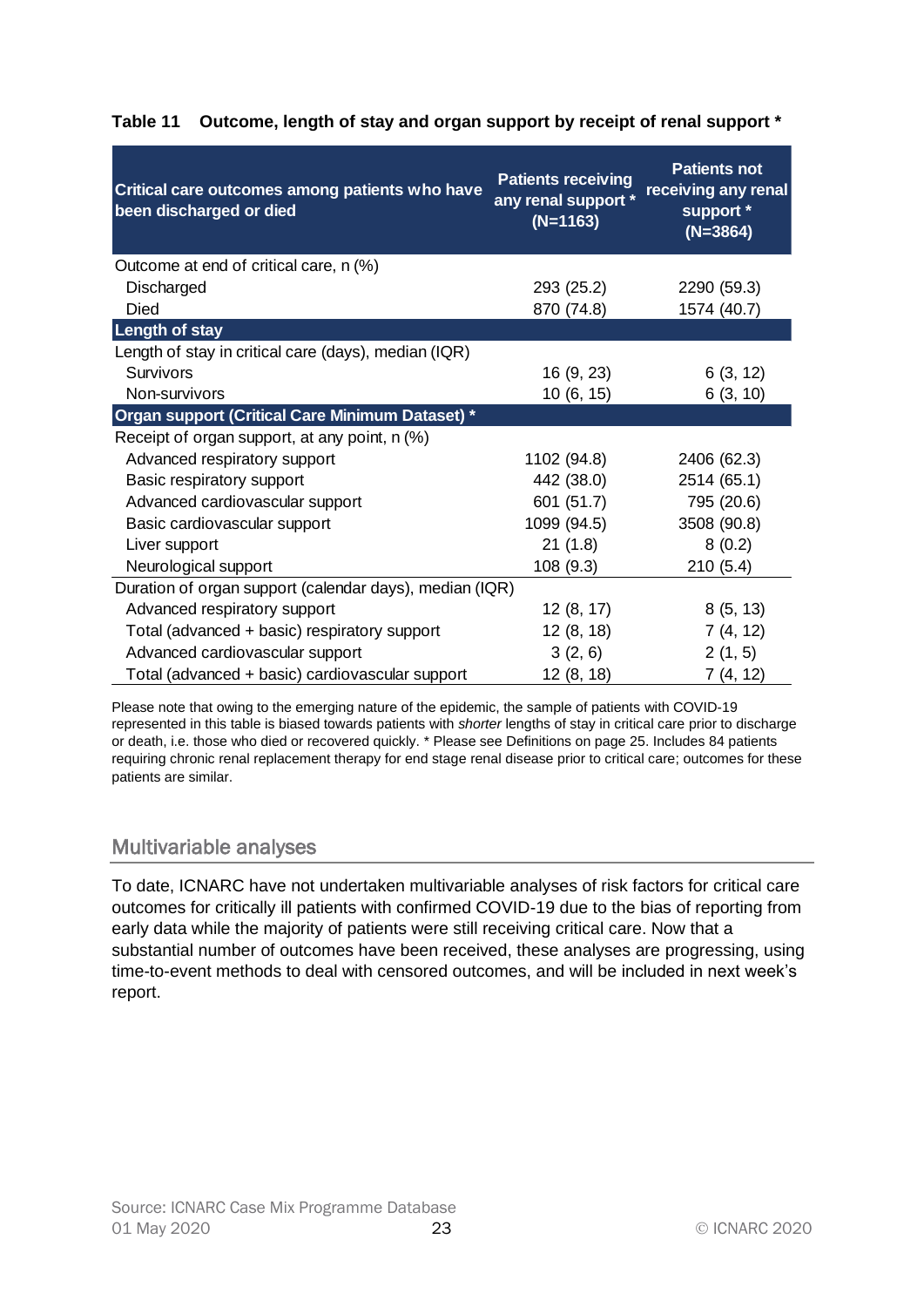**Table 11 Outcome, length of stay and organ support by receipt of renal support ***

| Critical care outcomes among patients who have been discharged or died | Patients receiving any renal support * (N=1163) | Patients not receiving any renal support * (N=3864) |
|---|---|---|
| Outcome at end of critical care, n (%) | | |
| Discharged | 293 (25.2) | 2290 (59.3) |
| Died | 870 (74.8) | 1574 (40.7) |
| **Length of stay** | | |
| Length of stay in critical care (days), median (IQR) | | |
| Survivors | 16 (9, 23) | 6 (3, 12) |
| Non-survivors | 10 (6, 15) | 6 (3, 10) |
| **Organ support (Critical Care Minimum Dataset) *** | | |
| Receipt of organ support, at any point, n (%) | | |
| Advanced respiratory support | 1102 (94.8) | 2406 (62.3) |
| Basic respiratory support | 442 (38.0) | 2514 (65.1) |
| Advanced cardiovascular support | 601 (51.7) | 795 (20.6) |
| Basic cardiovascular support | 1099 (94.5) | 3508 (90.8) |
| Liver support | 21 (1.8) | 8 (0.2) |
| Neurological support | 108 (9.3) | 210 (5.4) |
| Duration of organ support (calendar days), median (IQR) | | |
| Advanced respiratory support | 12 (8, 17) | 8 (5, 13) |
| Total (advanced + basic) respiratory support | 12 (8, 18) | 7 (4, 12) |
| Advanced cardiovascular support | 3 (2, 6) | 2 (1, 5) |
| Total (advanced + basic) cardiovascular support | 12 (8, 18) | 7 (4, 12) |

Please note that owing to the emerging nature of the epidemic, the sample of patients with COVID-19 represented in this table is biased towards patients with *shorter* lengths of stay in critical care prior to discharge or death, i.e. those who died or recovered quickly. * Please see Definitions on page 25. Includes 84 patients requiring chronic renal replacement therapy for end stage renal disease prior to critical care; outcomes for these patients are similar.

## Multivariable analyses

To date, ICNARC have not undertaken multivariable analyses of risk factors for critical care outcomes for critically ill patients with confirmed COVID-19 due to the bias of reporting from early data while the majority of patients were still receiving critical care. Now that a substantial number of outcomes have been received, these analyses are progressing, using time-to-event methods to deal with censored outcomes, and will be included in next week's report.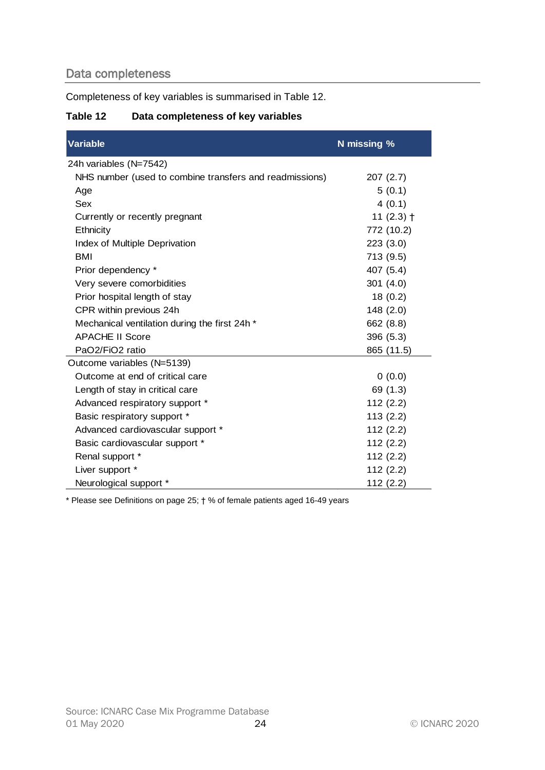## Data completeness

Completeness of key variables is summarised in Table 12.

**Table 12 Data completeness of key variables**

| Variable | N missing % |
|---|---|
| 24h variables (N=7542) | |
| NHS number (used to combine transfers and readmissions) | 207 (2.7) |
| Age | 5 (0.1) |
| Sex | 4 (0.1) |
| Currently or recently pregnant | 11 (2.3) † |
| Ethnicity | 772 (10.2) |
| Index of Multiple Deprivation | 223 (3.0) |
| BMI | 713 (9.5) |
| Prior dependency * | 407 (5.4) |
| Very severe comorbidities | 301 (4.0) |
| Prior hospital length of stay | 18 (0.2) |
| CPR within previous 24h | 148 (2.0) |
| Mechanical ventilation during the first 24h * | 662 (8.8) |
| APACHE II Score | 396 (5.3) |
| PaO2/FiO2 ratio | 865 (11.5) |
| Outcome variables (N=5139) | |
| Outcome at end of critical care | 0 (0.0) |
| Length of stay in critical care | 69 (1.3) |
| Advanced respiratory support * | 112 (2.2) |
| Basic respiratory support * | 113 (2.2) |
| Advanced cardiovascular support * | 112 (2.2) |
| Basic cardiovascular support * | 112 (2.2) |
| Renal support * | 112 (2.2) |
| Liver support * | 112 (2.2) |
| Neurological support * | 112 (2.2) |

* Please see Definitions on page 25; † % of female patients aged 16-49 years

Source: ICNARC Case Mix Programme Database
01 May 2020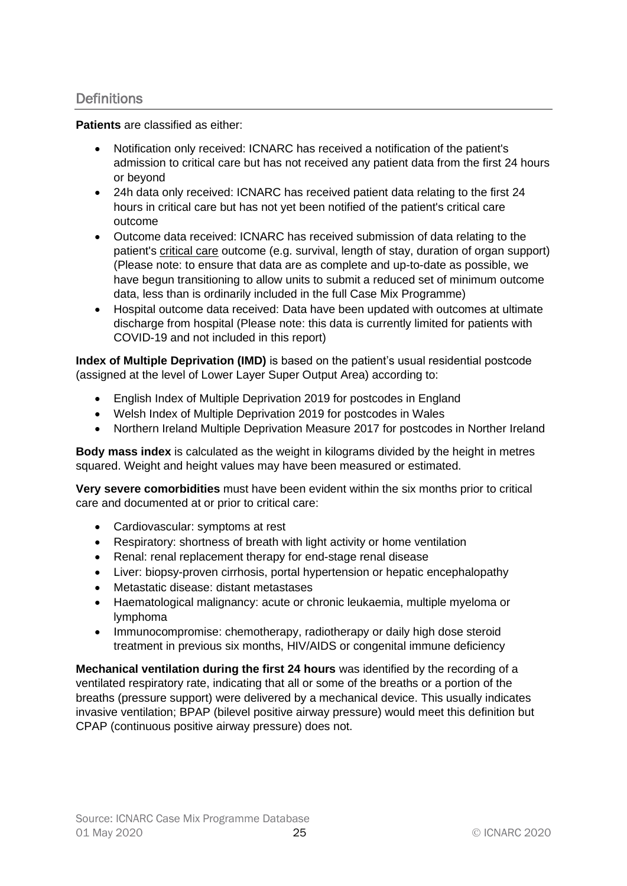## Definitions

**Patients** are classified as either:

- Notification only received: ICNARC has received a notification of the patient's admission to critical care but has not received any patient data from the first 24 hours or beyond
- 24h data only received: ICNARC has received patient data relating to the first 24 hours in critical care but has not yet been notified of the patient's critical care outcome
- Outcome data received: ICNARC has received submission of data relating to the patient's critical care outcome (e.g. survival, length of stay, duration of organ support) (Please note: to ensure that data are as complete and up-to-date as possible, we have begun transitioning to allow units to submit a reduced set of minimum outcome data, less than is ordinarily included in the full Case Mix Programme)
- Hospital outcome data received: Data have been updated with outcomes at ultimate discharge from hospital (Please note: this data is currently limited for patients with COVID-19 and not included in this report)

**Index of Multiple Deprivation (IMD)** is based on the patient's usual residential postcode (assigned at the level of Lower Layer Super Output Area) according to:

- English Index of Multiple Deprivation 2019 for postcodes in England
- Welsh Index of Multiple Deprivation 2019 for postcodes in Wales
- Northern Ireland Multiple Deprivation Measure 2017 for postcodes in Norther Ireland

**Body mass index** is calculated as the weight in kilograms divided by the height in metres squared. Weight and height values may have been measured or estimated.

**Very severe comorbidities** must have been evident within the six months prior to critical care and documented at or prior to critical care:

- Cardiovascular: symptoms at rest
- Respiratory: shortness of breath with light activity or home ventilation
- Renal: renal replacement therapy for end-stage renal disease
- Liver: biopsy-proven cirrhosis, portal hypertension or hepatic encephalopathy
- Metastatic disease: distant metastases
- Haematological malignancy: acute or chronic leukaemia, multiple myeloma or lymphoma
- Immunocompromise: chemotherapy, radiotherapy or daily high dose steroid treatment in previous six months, HIV/AIDS or congenital immune deficiency

**Mechanical ventilation during the first 24 hours** was identified by the recording of a ventilated respiratory rate, indicating that all or some of the breaths or a portion of the breaths (pressure support) were delivered by a mechanical device. This usually indicates invasive ventilation; BPAP (bilevel positive airway pressure) would meet this definition but CPAP (continuous positive airway pressure) does not.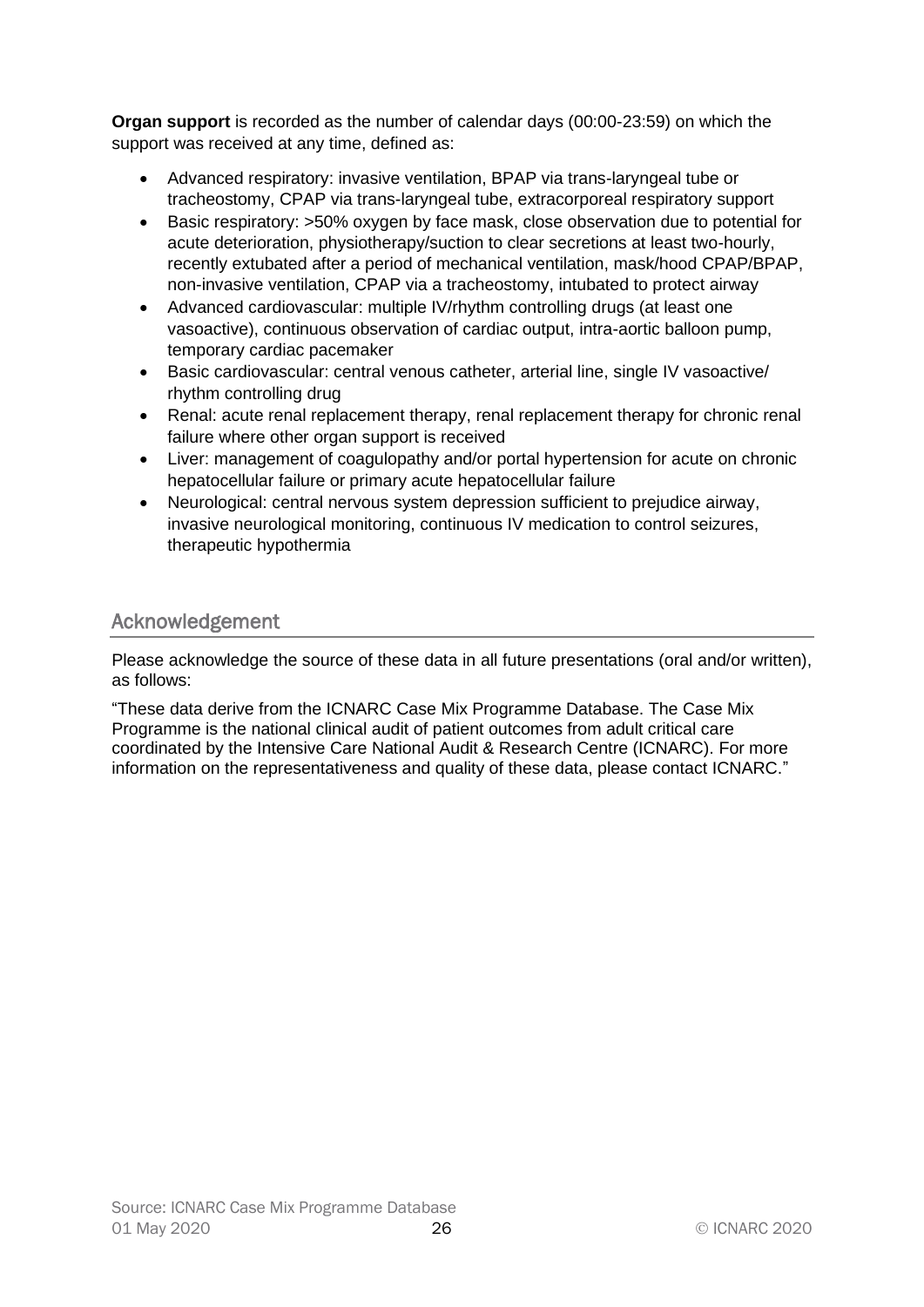**Organ support** is recorded as the number of calendar days (00:00-23:59) on which the support was received at any time, defined as:

- Advanced respiratory: invasive ventilation, BPAP via trans-laryngeal tube or tracheostomy, CPAP via trans-laryngeal tube, extracorporeal respiratory support
- Basic respiratory: >50% oxygen by face mask, close observation due to potential for acute deterioration, physiotherapy/suction to clear secretions at least two-hourly, recently extubated after a period of mechanical ventilation, mask/hood CPAP/BPAP, non-invasive ventilation, CPAP via a tracheostomy, intubated to protect airway
- Advanced cardiovascular: multiple IV/rhythm controlling drugs (at least one vasoactive), continuous observation of cardiac output, intra-aortic balloon pump, temporary cardiac pacemaker
- Basic cardiovascular: central venous catheter, arterial line, single IV vasoactive/ rhythm controlling drug
- Renal: acute renal replacement therapy, renal replacement therapy for chronic renal failure where other organ support is received
- Liver: management of coagulopathy and/or portal hypertension for acute on chronic hepatocellular failure or primary acute hepatocellular failure
- Neurological: central nervous system depression sufficient to prejudice airway, invasive neurological monitoring, continuous IV medication to control seizures, therapeutic hypothermia

## Acknowledgement

Please acknowledge the source of these data in all future presentations (oral and/or written), as follows:

"These data derive from the ICNARC Case Mix Programme Database. The Case Mix Programme is the national clinical audit of patient outcomes from adult critical care coordinated by the Intensive Care National Audit & Research Centre (ICNARC). For more information on the representativeness and quality of these data, please contact ICNARC."